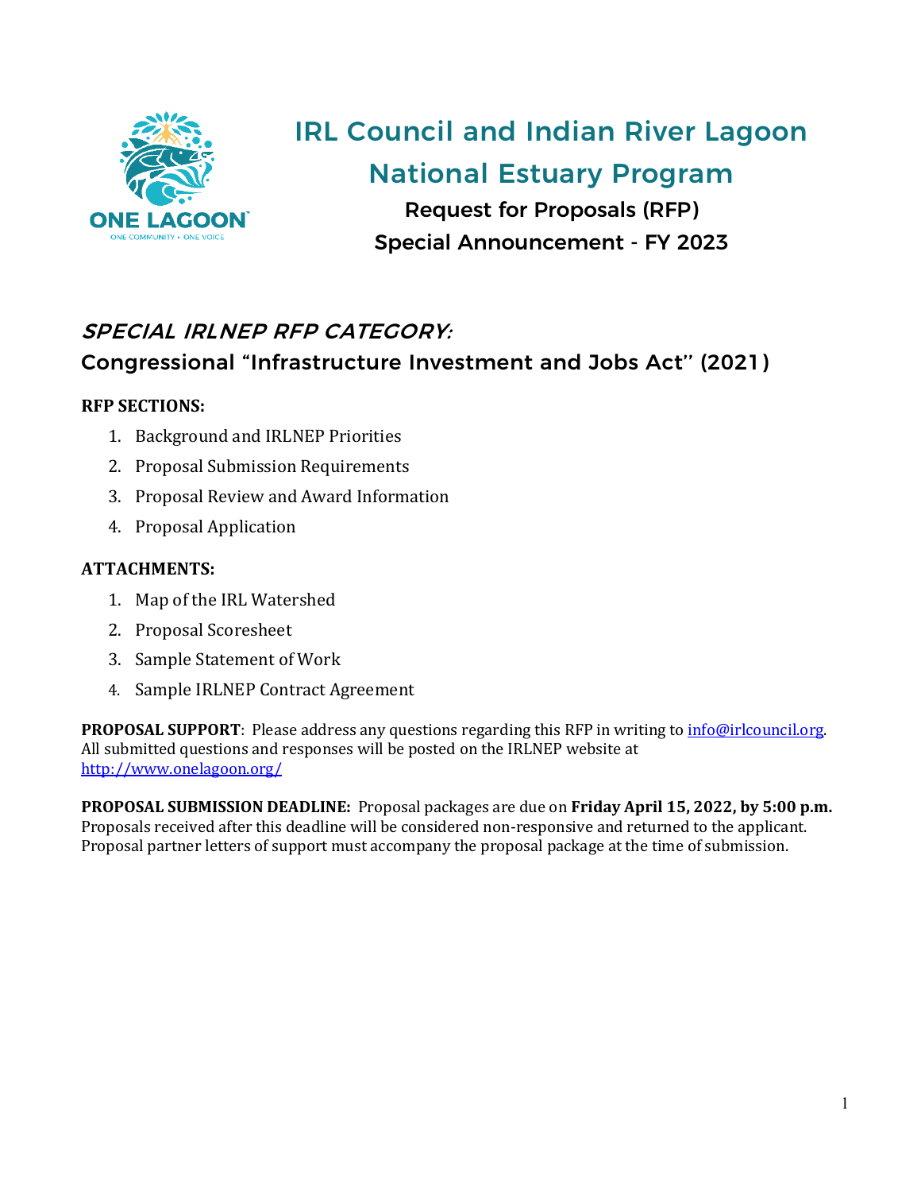# IRL Council and Indian River Lagoon National Estuary Program

**Request for Proposals (RFP)**

**Special Announcement - FY 2023**

## *SPECIAL IRLNEP RFP CATEGORY:*

## Congressional "Infrastructure Investment and Jobs Act" (2021)

**RFP SECTIONS:**

1. Background and IRLNEP Priorities
2. Proposal Submission Requirements
3. Proposal Review and Award Information
4. Proposal Application

**ATTACHMENTS:**

1. Map of the IRL Watershed
2. Proposal Scoresheet
3. Sample Statement of Work
4. Sample IRLNEP Contract Agreement

**PROPOSAL SUPPORT**: Please address any questions regarding this RFP in writing to info@irlcouncil.org. All submitted questions and responses will be posted on the IRLNEP website at http://www.onelagoon.org/

**PROPOSAL SUBMISSION DEADLINE:** Proposal packages are due on **Friday April 15, 2022, by 5:00 p.m.** Proposals received after this deadline will be considered non-responsive and returned to the applicant. Proposal partner letters of support must accompany the proposal package at the time of submission.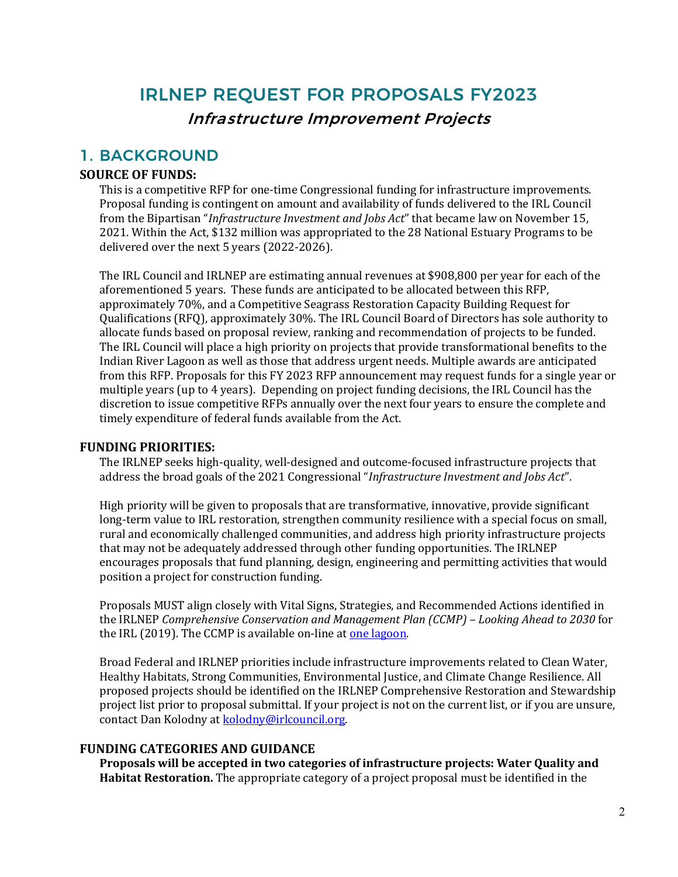# IRLNEP REQUEST FOR PROPOSALS FY2023

### *Infrastructure Improvement Projects*

## 1. BACKGROUND

**SOURCE OF FUNDS:**

This is a competitive RFP for one-time Congressional funding for infrastructure improvements. Proposal funding is contingent on amount and availability of funds delivered to the IRL Council from the Bipartisan "*Infrastructure Investment and Jobs Act*" that became law on November 15, 2021. Within the Act, $132 million was appropriated to the 28 National Estuary Programs to be delivered over the next 5 years (2022-2026).

The IRL Council and IRLNEP are estimating annual revenues at $908,800 per year for each of the aforementioned 5 years. These funds are anticipated to be allocated between this RFP, approximately 70%, and a Competitive Seagrass Restoration Capacity Building Request for Qualifications (RFQ), approximately 30%. The IRL Council Board of Directors has sole authority to allocate funds based on proposal review, ranking and recommendation of projects to be funded. The IRL Council will place a high priority on projects that provide transformational benefits to the Indian River Lagoon as well as those that address urgent needs. Multiple awards are anticipated from this RFP. Proposals for this FY 2023 RFP announcement may request funds for a single year or multiple years (up to 4 years). Depending on project funding decisions, the IRL Council has the discretion to issue competitive RFPs annually over the next four years to ensure the complete and timely expenditure of federal funds available from the Act.

**FUNDING PRIORITIES:**

The IRLNEP seeks high-quality, well-designed and outcome-focused infrastructure projects that address the broad goals of the 2021 Congressional "*Infrastructure Investment and Jobs Act*".

High priority will be given to proposals that are transformative, innovative, provide significant long-term value to IRL restoration, strengthen community resilience with a special focus on small, rural and economically challenged communities, and address high priority infrastructure projects that may not be adequately addressed through other funding opportunities. The IRLNEP encourages proposals that fund planning, design, engineering and permitting activities that would position a project for construction funding.

Proposals MUST align closely with Vital Signs, Strategies, and Recommended Actions identified in the IRLNEP *Comprehensive Conservation and Management Plan (CCMP) – Looking Ahead to 2030* for the IRL (2019). The CCMP is available on-line at one lagoon.

Broad Federal and IRLNEP priorities include infrastructure improvements related to Clean Water, Healthy Habitats, Strong Communities, Environmental Justice, and Climate Change Resilience. All proposed projects should be identified on the IRLNEP Comprehensive Restoration and Stewardship project list prior to proposal submittal. If your project is not on the current list, or if you are unsure, contact Dan Kolodny at kolodny@irlcouncil.org.

**FUNDING CATEGORIES AND GUIDANCE**

**Proposals will be accepted in two categories of infrastructure projects: Water Quality and Habitat Restoration.** The appropriate category of a project proposal must be identified in the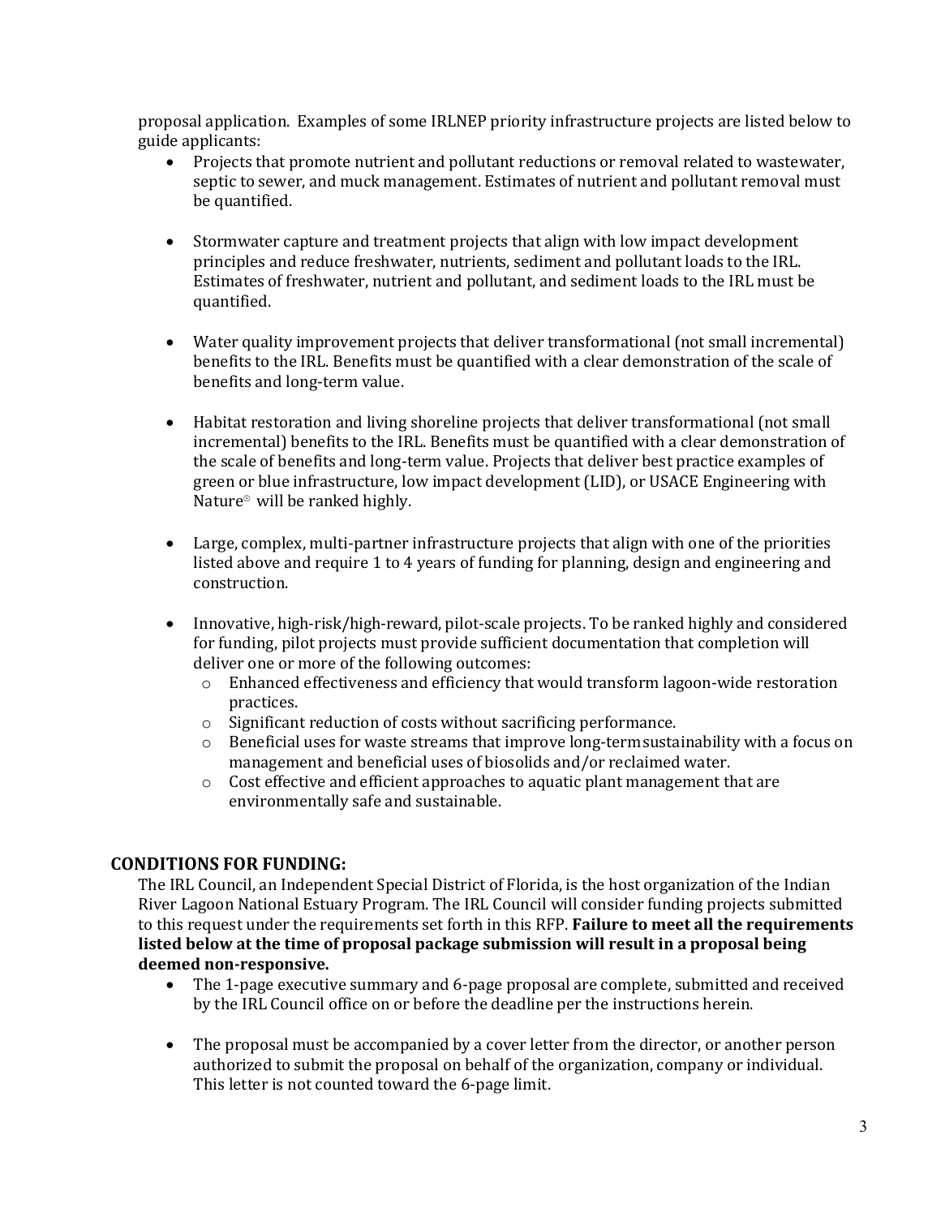proposal application. Examples of some IRLNEP priority infrastructure projects are listed below to guide applicants:

- Projects that promote nutrient and pollutant reductions or removal related to wastewater, septic to sewer, and muck management. Estimates of nutrient and pollutant removal must be quantified.

- Stormwater capture and treatment projects that align with low impact development principles and reduce freshwater, nutrients, sediment and pollutant loads to the IRL. Estimates of freshwater, nutrient and pollutant, and sediment loads to the IRL must be quantified.

- Water quality improvement projects that deliver transformational (not small incremental) benefits to the IRL. Benefits must be quantified with a clear demonstration of the scale of benefits and long-term value.

- Habitat restoration and living shoreline projects that deliver transformational (not small incremental) benefits to the IRL. Benefits must be quantified with a clear demonstration of the scale of benefits and long-term value. Projects that deliver best practice examples of green or blue infrastructure, low impact development (LID), or USACE Engineering with Nature® will be ranked highly.

- Large, complex, multi-partner infrastructure projects that align with one of the priorities listed above and require 1 to 4 years of funding for planning, design and engineering and construction.

- Innovative, high-risk/high-reward, pilot-scale projects. To be ranked highly and considered for funding, pilot projects must provide sufficient documentation that completion will deliver one or more of the following outcomes:
  - Enhanced effectiveness and efficiency that would transform lagoon-wide restoration practices.
  - Significant reduction of costs without sacrificing performance.
  - Beneficial uses for waste streams that improve long-term sustainability with a focus on management and beneficial uses of biosolids and/or reclaimed water.
  - Cost effective and efficient approaches to aquatic plant management that are environmentally safe and sustainable.

## CONDITIONS FOR FUNDING:

The IRL Council, an Independent Special District of Florida, is the host organization of the Indian River Lagoon National Estuary Program. The IRL Council will consider funding projects submitted to this request under the requirements set forth in this RFP. **Failure to meet all the requirements listed below at the time of proposal package submission will result in a proposal being deemed non-responsive.**

- The 1-page executive summary and 6-page proposal are complete, submitted and received by the IRL Council office on or before the deadline per the instructions herein.

- The proposal must be accompanied by a cover letter from the director, or another person authorized to submit the proposal on behalf of the organization, company or individual. This letter is not counted toward the 6-page limit.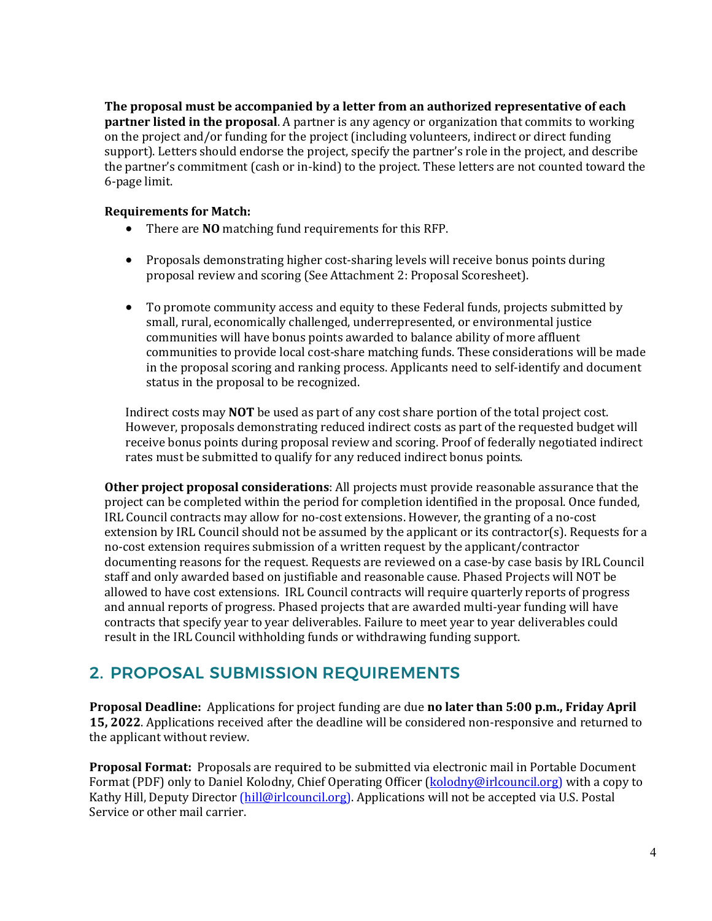**The proposal must be accompanied by a letter from an authorized representative of each partner listed in the proposal**. A partner is any agency or organization that commits to working on the project and/or funding for the project (including volunteers, indirect or direct funding support). Letters should endorse the project, specify the partner's role in the project, and describe the partner's commitment (cash or in-kind) to the project. These letters are not counted toward the 6-page limit.

**Requirements for Match:**

- There are **NO** matching fund requirements for this RFP.
- Proposals demonstrating higher cost-sharing levels will receive bonus points during proposal review and scoring (See Attachment 2: Proposal Scoresheet).
- To promote community access and equity to these Federal funds, projects submitted by small, rural, economically challenged, underrepresented, or environmental justice communities will have bonus points awarded to balance ability of more affluent communities to provide local cost-share matching funds. These considerations will be made in the proposal scoring and ranking process. Applicants need to self-identify and document status in the proposal to be recognized.

Indirect costs may **NOT** be used as part of any cost share portion of the total project cost. However, proposals demonstrating reduced indirect costs as part of the requested budget will receive bonus points during proposal review and scoring. Proof of federally negotiated indirect rates must be submitted to qualify for any reduced indirect bonus points.

**Other project proposal considerations**: All projects must provide reasonable assurance that the project can be completed within the period for completion identified in the proposal. Once funded, IRL Council contracts may allow for no-cost extensions. However, the granting of a no-cost extension by IRL Council should not be assumed by the applicant or its contractor(s). Requests for a no-cost extension requires submission of a written request by the applicant/contractor documenting reasons for the request. Requests are reviewed on a case-by case basis by IRL Council staff and only awarded based on justifiable and reasonable cause. Phased Projects will NOT be allowed to have cost extensions. IRL Council contracts will require quarterly reports of progress and annual reports of progress. Phased projects that are awarded multi-year funding will have contracts that specify year to year deliverables. Failure to meet year to year deliverables could result in the IRL Council withholding funds or withdrawing funding support.

## 2. PROPOSAL SUBMISSION REQUIREMENTS

**Proposal Deadline:** Applications for project funding are due **no later than 5:00 p.m., Friday April 15, 2022**. Applications received after the deadline will be considered non-responsive and returned to the applicant without review.

**Proposal Format:** Proposals are required to be submitted via electronic mail in Portable Document Format (PDF) only to Daniel Kolodny, Chief Operating Officer (kolodny@irlcouncil.org) with a copy to Kathy Hill, Deputy Director (hill@irlcouncil.org). Applications will not be accepted via U.S. Postal Service or other mail carrier.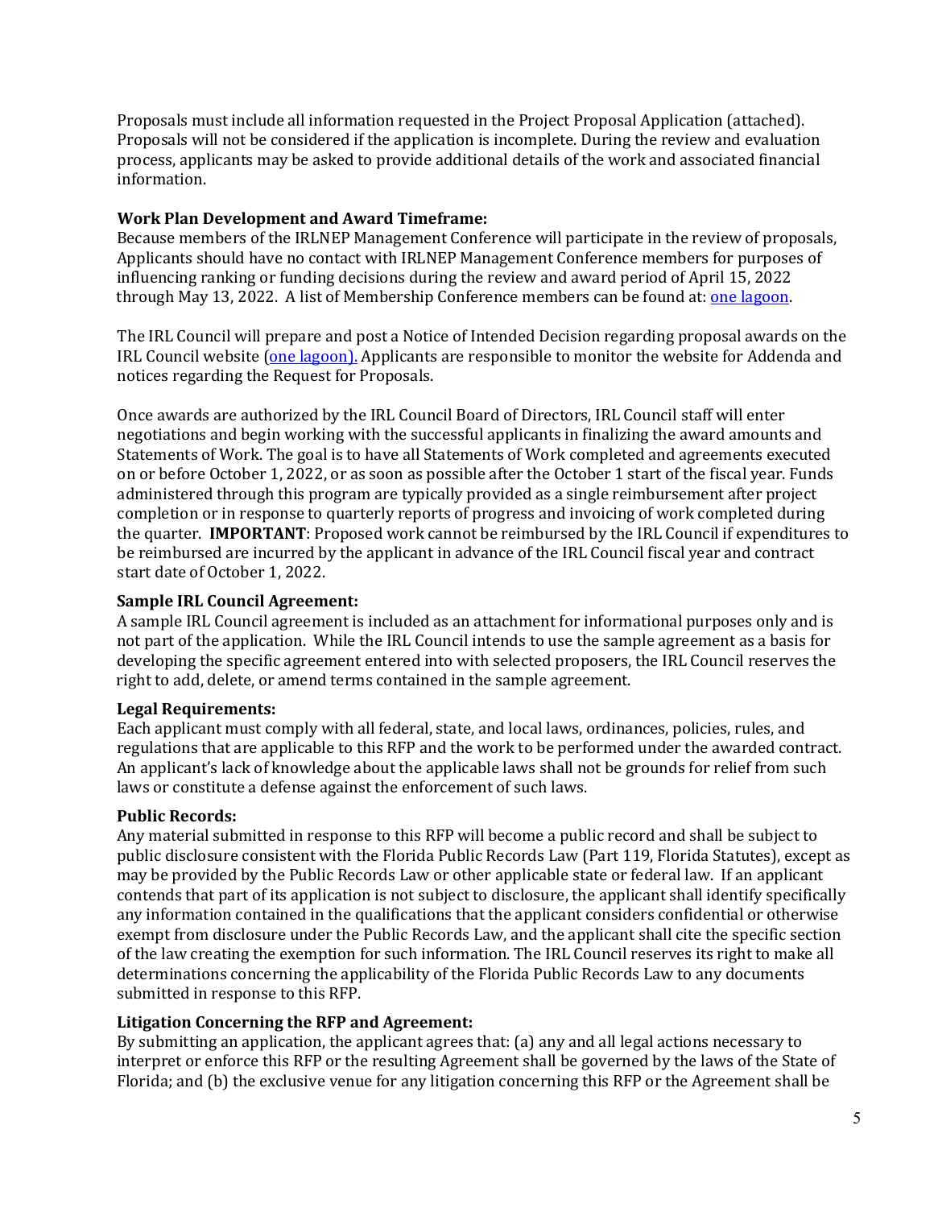Proposals must include all information requested in the Project Proposal Application (attached). Proposals will not be considered if the application is incomplete. During the review and evaluation process, applicants may be asked to provide additional details of the work and associated financial information.

**Work Plan Development and Award Timeframe:**

Because members of the IRLNEP Management Conference will participate in the review of proposals, Applicants should have no contact with IRLNEP Management Conference members for purposes of influencing ranking or funding decisions during the review and award period of April 15, 2022 through May 13, 2022. A list of Membership Conference members can be found at: [one lagoon](one lagoon).

The IRL Council will prepare and post a Notice of Intended Decision regarding proposal awards on the IRL Council website ([one lagoon](one lagoon)). Applicants are responsible to monitor the website for Addenda and notices regarding the Request for Proposals.

Once awards are authorized by the IRL Council Board of Directors, IRL Council staff will enter negotiations and begin working with the successful applicants in finalizing the award amounts and Statements of Work. The goal is to have all Statements of Work completed and agreements executed on or before October 1, 2022, or as soon as possible after the October 1 start of the fiscal year. Funds administered through this program are typically provided as a single reimbursement after project completion or in response to quarterly reports of progress and invoicing of work completed during the quarter. **IMPORTANT**: Proposed work cannot be reimbursed by the IRL Council if expenditures to be reimbursed are incurred by the applicant in advance of the IRL Council fiscal year and contract start date of October 1, 2022.

**Sample IRL Council Agreement:**

A sample IRL Council agreement is included as an attachment for informational purposes only and is not part of the application. While the IRL Council intends to use the sample agreement as a basis for developing the specific agreement entered into with selected proposers, the IRL Council reserves the right to add, delete, or amend terms contained in the sample agreement.

**Legal Requirements:**

Each applicant must comply with all federal, state, and local laws, ordinances, policies, rules, and regulations that are applicable to this RFP and the work to be performed under the awarded contract. An applicant's lack of knowledge about the applicable laws shall not be grounds for relief from such laws or constitute a defense against the enforcement of such laws.

**Public Records:**

Any material submitted in response to this RFP will become a public record and shall be subject to public disclosure consistent with the Florida Public Records Law (Part 119, Florida Statutes), except as may be provided by the Public Records Law or other applicable state or federal law. If an applicant contends that part of its application is not subject to disclosure, the applicant shall identify specifically any information contained in the qualifications that the applicant considers confidential or otherwise exempt from disclosure under the Public Records Law, and the applicant shall cite the specific section of the law creating the exemption for such information. The IRL Council reserves its right to make all determinations concerning the applicability of the Florida Public Records Law to any documents submitted in response to this RFP.

**Litigation Concerning the RFP and Agreement:**

By submitting an application, the applicant agrees that: (a) any and all legal actions necessary to interpret or enforce this RFP or the resulting Agreement shall be governed by the laws of the State of Florida; and (b) the exclusive venue for any litigation concerning this RFP or the Agreement shall be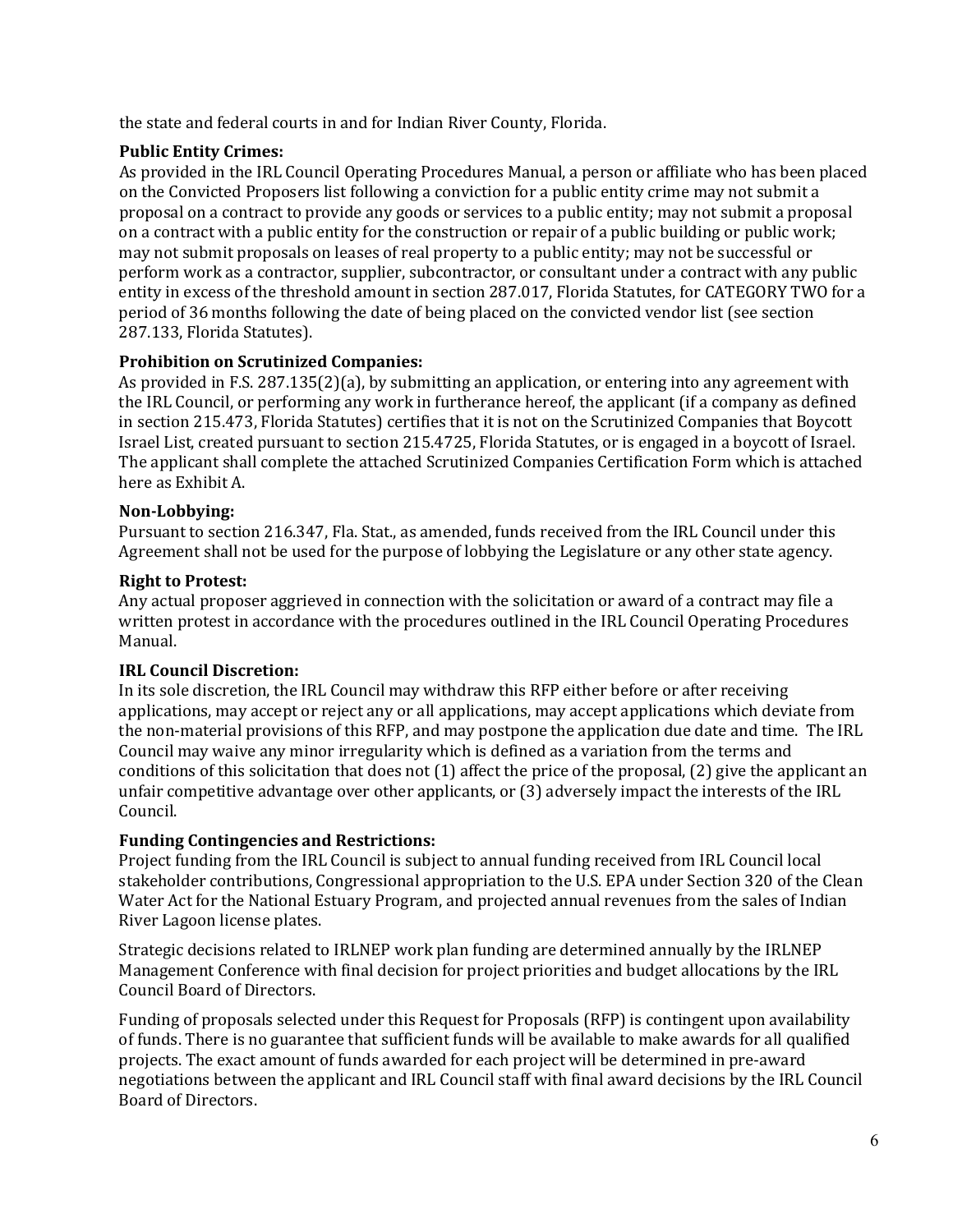the state and federal courts in and for Indian River County, Florida.

**Public Entity Crimes:**

As provided in the IRL Council Operating Procedures Manual, a person or affiliate who has been placed on the Convicted Proposers list following a conviction for a public entity crime may not submit a proposal on a contract to provide any goods or services to a public entity; may not submit a proposal on a contract with a public entity for the construction or repair of a public building or public work; may not submit proposals on leases of real property to a public entity; may not be successful or perform work as a contractor, supplier, subcontractor, or consultant under a contract with any public entity in excess of the threshold amount in section 287.017, Florida Statutes, for CATEGORY TWO for a period of 36 months following the date of being placed on the convicted vendor list (see section 287.133, Florida Statutes).

**Prohibition on Scrutinized Companies:**

As provided in F.S. 287.135(2)(a), by submitting an application, or entering into any agreement with the IRL Council, or performing any work in furtherance hereof, the applicant (if a company as defined in section 215.473, Florida Statutes) certifies that it is not on the Scrutinized Companies that Boycott Israel List, created pursuant to section 215.4725, Florida Statutes, or is engaged in a boycott of Israel. The applicant shall complete the attached Scrutinized Companies Certification Form which is attached here as Exhibit A.

**Non-Lobbying:**

Pursuant to section 216.347, Fla. Stat., as amended, funds received from the IRL Council under this Agreement shall not be used for the purpose of lobbying the Legislature or any other state agency.

**Right to Protest:**

Any actual proposer aggrieved in connection with the solicitation or award of a contract may file a written protest in accordance with the procedures outlined in the IRL Council Operating Procedures Manual.

**IRL Council Discretion:**

In its sole discretion, the IRL Council may withdraw this RFP either before or after receiving applications, may accept or reject any or all applications, may accept applications which deviate from the non-material provisions of this RFP, and may postpone the application due date and time. The IRL Council may waive any minor irregularity which is defined as a variation from the terms and conditions of this solicitation that does not (1) affect the price of the proposal, (2) give the applicant an unfair competitive advantage over other applicants, or (3) adversely impact the interests of the IRL Council.

**Funding Contingencies and Restrictions:**

Project funding from the IRL Council is subject to annual funding received from IRL Council local stakeholder contributions, Congressional appropriation to the U.S. EPA under Section 320 of the Clean Water Act for the National Estuary Program, and projected annual revenues from the sales of Indian River Lagoon license plates.

Strategic decisions related to IRLNEP work plan funding are determined annually by the IRLNEP Management Conference with final decision for project priorities and budget allocations by the IRL Council Board of Directors.

Funding of proposals selected under this Request for Proposals (RFP) is contingent upon availability of funds. There is no guarantee that sufficient funds will be available to make awards for all qualified projects. The exact amount of funds awarded for each project will be determined in pre-award negotiations between the applicant and IRL Council staff with final award decisions by the IRL Council Board of Directors.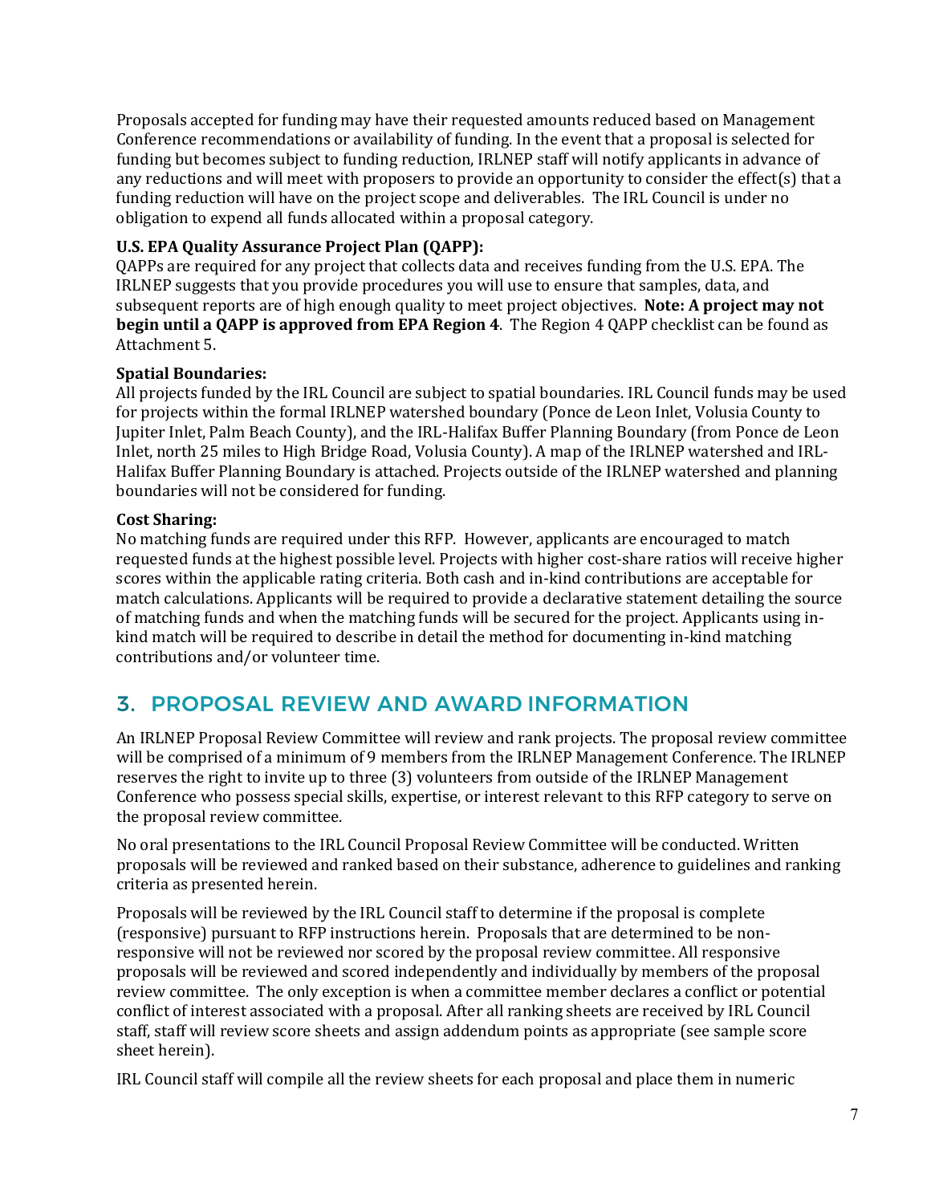Proposals accepted for funding may have their requested amounts reduced based on Management Conference recommendations or availability of funding. In the event that a proposal is selected for funding but becomes subject to funding reduction, IRLNEP staff will notify applicants in advance of any reductions and will meet with proposers to provide an opportunity to consider the effect(s) that a funding reduction will have on the project scope and deliverables. The IRL Council is under no obligation to expend all funds allocated within a proposal category.

**U.S. EPA Quality Assurance Project Plan (QAPP):**
QAPPs are required for any project that collects data and receives funding from the U.S. EPA. The IRLNEP suggests that you provide procedures you will use to ensure that samples, data, and subsequent reports are of high enough quality to meet project objectives. **Note: A project may not begin until a QAPP is approved from EPA Region 4**. The Region 4 QAPP checklist can be found as Attachment 5.

**Spatial Boundaries:**
All projects funded by the IRL Council are subject to spatial boundaries. IRL Council funds may be used for projects within the formal IRLNEP watershed boundary (Ponce de Leon Inlet, Volusia County to Jupiter Inlet, Palm Beach County), and the IRL-Halifax Buffer Planning Boundary (from Ponce de Leon Inlet, north 25 miles to High Bridge Road, Volusia County). A map of the IRLNEP watershed and IRL-Halifax Buffer Planning Boundary is attached. Projects outside of the IRLNEP watershed and planning boundaries will not be considered for funding.

**Cost Sharing:**
No matching funds are required under this RFP. However, applicants are encouraged to match requested funds at the highest possible level. Projects with higher cost-share ratios will receive higher scores within the applicable rating criteria. Both cash and in-kind contributions are acceptable for match calculations. Applicants will be required to provide a declarative statement detailing the source of matching funds and when the matching funds will be secured for the project. Applicants using in-kind match will be required to describe in detail the method for documenting in-kind matching contributions and/or volunteer time.

## 3. PROPOSAL REVIEW AND AWARD INFORMATION

An IRLNEP Proposal Review Committee will review and rank projects. The proposal review committee will be comprised of a minimum of 9 members from the IRLNEP Management Conference. The IRLNEP reserves the right to invite up to three (3) volunteers from outside of the IRLNEP Management Conference who possess special skills, expertise, or interest relevant to this RFP category to serve on the proposal review committee.

No oral presentations to the IRL Council Proposal Review Committee will be conducted. Written proposals will be reviewed and ranked based on their substance, adherence to guidelines and ranking criteria as presented herein.

Proposals will be reviewed by the IRL Council staff to determine if the proposal is complete (responsive) pursuant to RFP instructions herein. Proposals that are determined to be non-responsive will not be reviewed nor scored by the proposal review committee. All responsive proposals will be reviewed and scored independently and individually by members of the proposal review committee. The only exception is when a committee member declares a conflict or potential conflict of interest associated with a proposal. After all ranking sheets are received by IRL Council staff, staff will review score sheets and assign addendum points as appropriate (see sample score sheet herein).

IRL Council staff will compile all the review sheets for each proposal and place them in numeric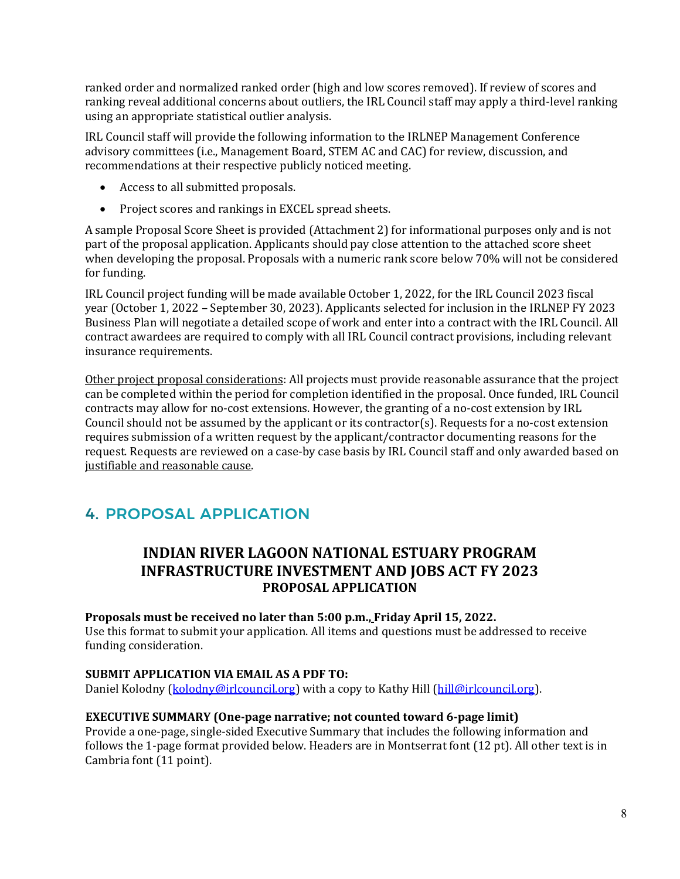ranked order and normalized ranked order (high and low scores removed). If review of scores and ranking reveal additional concerns about outliers, the IRL Council staff may apply a third-level ranking using an appropriate statistical outlier analysis.

IRL Council staff will provide the following information to the IRLNEP Management Conference advisory committees (i.e., Management Board, STEM AC and CAC) for review, discussion, and recommendations at their respective publicly noticed meeting.

- Access to all submitted proposals.
- Project scores and rankings in EXCEL spread sheets.

A sample Proposal Score Sheet is provided (Attachment 2) for informational purposes only and is not part of the proposal application. Applicants should pay close attention to the attached score sheet when developing the proposal. Proposals with a numeric rank score below 70% will not be considered for funding.

IRL Council project funding will be made available October 1, 2022, for the IRL Council 2023 fiscal year (October 1, 2022 – September 30, 2023). Applicants selected for inclusion in the IRLNEP FY 2023 Business Plan will negotiate a detailed scope of work and enter into a contract with the IRL Council. All contract awardees are required to comply with all IRL Council contract provisions, including relevant insurance requirements.

Other project proposal considerations: All projects must provide reasonable assurance that the project can be completed within the period for completion identified in the proposal. Once funded, IRL Council contracts may allow for no-cost extensions. However, the granting of a no-cost extension by IRL Council should not be assumed by the applicant or its contractor(s). Requests for a no-cost extension requires submission of a written request by the applicant/contractor documenting reasons for the request. Requests are reviewed on a case-by case basis by IRL Council staff and only awarded based on justifiable and reasonable cause.

## 4. PROPOSAL APPLICATION

### INDIAN RIVER LAGOON NATIONAL ESTUARY PROGRAM INFRASTRUCTURE INVESTMENT AND JOBS ACT FY 2023
**PROPOSAL APPLICATION**

**Proposals must be received no later than 5:00 p.m., Friday April 15, 2022.**
Use this format to submit your application. All items and questions must be addressed to receive funding consideration.

**SUBMIT APPLICATION VIA EMAIL AS A PDF TO:**
Daniel Kolodny (kolodny@irlcouncil.org) with a copy to Kathy Hill (hill@irlcouncil.org).

**EXECUTIVE SUMMARY (One-page narrative; not counted toward 6-page limit)**
Provide a one-page, single-sided Executive Summary that includes the following information and follows the 1-page format provided below. Headers are in Montserrat font (12 pt). All other text is in Cambria font (11 point).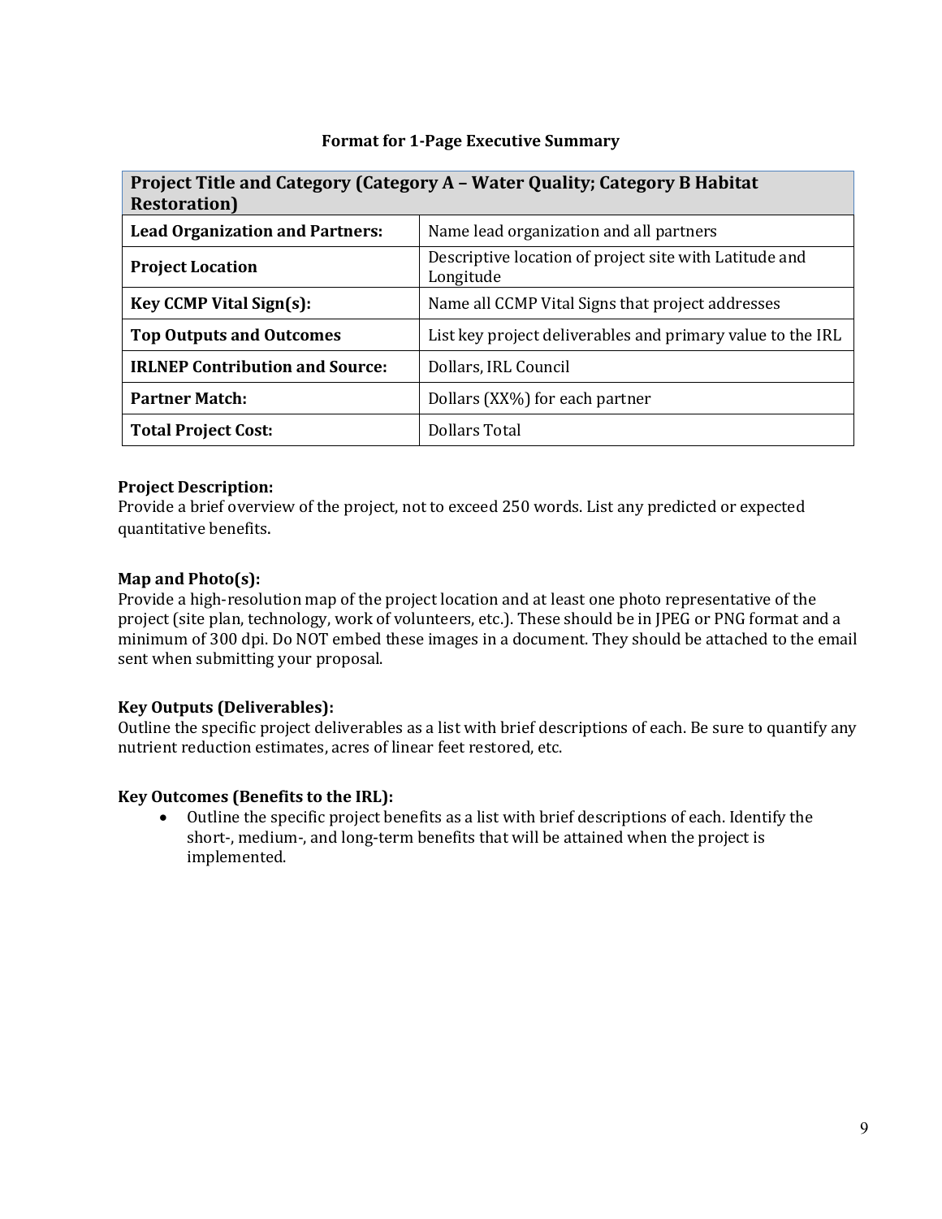**Format for 1-Page Executive Summary**

| Project Title and Category (Category A – Water Quality; Category B Habitat Restoration) | |
|---|---|
| **Lead Organization and Partners:** | Name lead organization and all partners |
| **Project Location** | Descriptive location of project site with Latitude and Longitude |
| **Key CCMP Vital Sign(s):** | Name all CCMP Vital Signs that project addresses |
| **Top Outputs and Outcomes** | List key project deliverables and primary value to the IRL |
| **IRLNEP Contribution and Source:** | Dollars, IRL Council |
| **Partner Match:** | Dollars (XX%) for each partner |
| **Total Project Cost:** | Dollars Total |

**Project Description:**
Provide a brief overview of the project, not to exceed 250 words. List any predicted or expected quantitative benefits.

**Map and Photo(s):**
Provide a high-resolution map of the project location and at least one photo representative of the project (site plan, technology, work of volunteers, etc.). These should be in JPEG or PNG format and a minimum of 300 dpi. Do NOT embed these images in a document. They should be attached to the email sent when submitting your proposal.

**Key Outputs (Deliverables):**
Outline the specific project deliverables as a list with brief descriptions of each. Be sure to quantify any nutrient reduction estimates, acres of linear feet restored, etc.

**Key Outcomes (Benefits to the IRL):**

- Outline the specific project benefits as a list with brief descriptions of each. Identify the short-, medium-, and long-term benefits that will be attained when the project is implemented.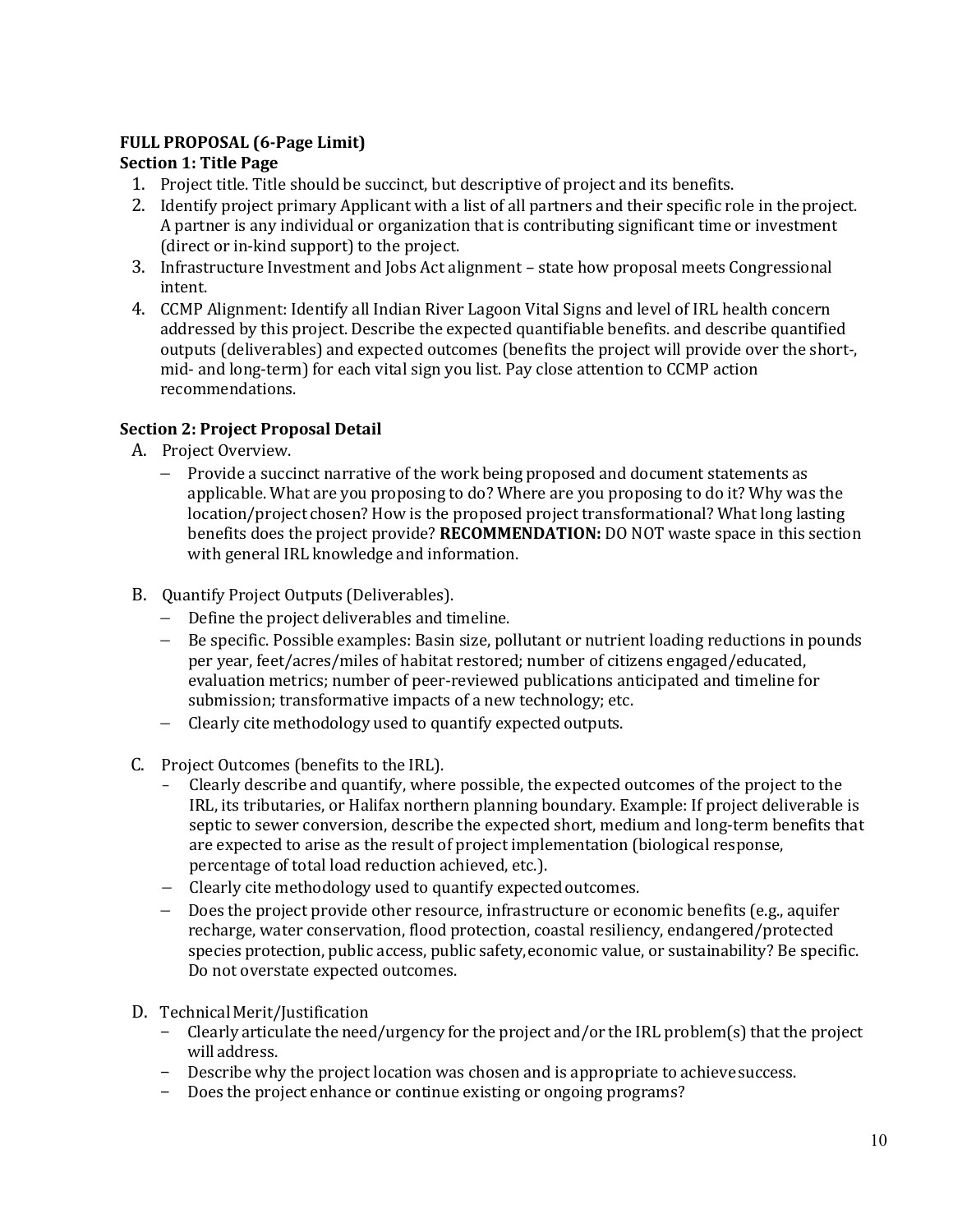**FULL PROPOSAL (6-Page Limit)**
**Section 1: Title Page**

1. Project title. Title should be succinct, but descriptive of project and its benefits.
2. Identify project primary Applicant with a list of all partners and their specific role in the project. A partner is any individual or organization that is contributing significant time or investment (direct or in-kind support) to the project.
3. Infrastructure Investment and Jobs Act alignment – state how proposal meets Congressional intent.
4. CCMP Alignment: Identify all Indian River Lagoon Vital Signs and level of IRL health concern addressed by this project. Describe the expected quantifiable benefits. and describe quantified outputs (deliverables) and expected outcomes (benefits the project will provide over the short-, mid- and long-term) for each vital sign you list. Pay close attention to CCMP action recommendations.

**Section 2: Project Proposal Detail**

A. Project Overview.
   - Provide a succinct narrative of the work being proposed and document statements as applicable. What are you proposing to do? Where are you proposing to do it? Why was the location/project chosen? How is the proposed project transformational? What long lasting benefits does the project provide? **RECOMMENDATION:** DO NOT waste space in this section with general IRL knowledge and information.

B. Quantify Project Outputs (Deliverables).
   - Define the project deliverables and timeline.
   - Be specific. Possible examples: Basin size, pollutant or nutrient loading reductions in pounds per year, feet/acres/miles of habitat restored; number of citizens engaged/educated, evaluation metrics; number of peer-reviewed publications anticipated and timeline for submission; transformative impacts of a new technology; etc.
   - Clearly cite methodology used to quantify expected outputs.

C. Project Outcomes (benefits to the IRL).
   - Clearly describe and quantify, where possible, the expected outcomes of the project to the IRL, its tributaries, or Halifax northern planning boundary. Example: If project deliverable is septic to sewer conversion, describe the expected short, medium and long-term benefits that are expected to arise as the result of project implementation (biological response, percentage of total load reduction achieved, etc.).
   - Clearly cite methodology used to quantify expected outcomes.
   - Does the project provide other resource, infrastructure or economic benefits (e.g., aquifer recharge, water conservation, flood protection, coastal resiliency, endangered/protected species protection, public access, public safety, economic value, or sustainability? Be specific. Do not overstate expected outcomes.

D. Technical Merit/Justification
   - Clearly articulate the need/urgency for the project and/or the IRL problem(s) that the project will address.
   - Describe why the project location was chosen and is appropriate to achieve success.
   - Does the project enhance or continue existing or ongoing programs?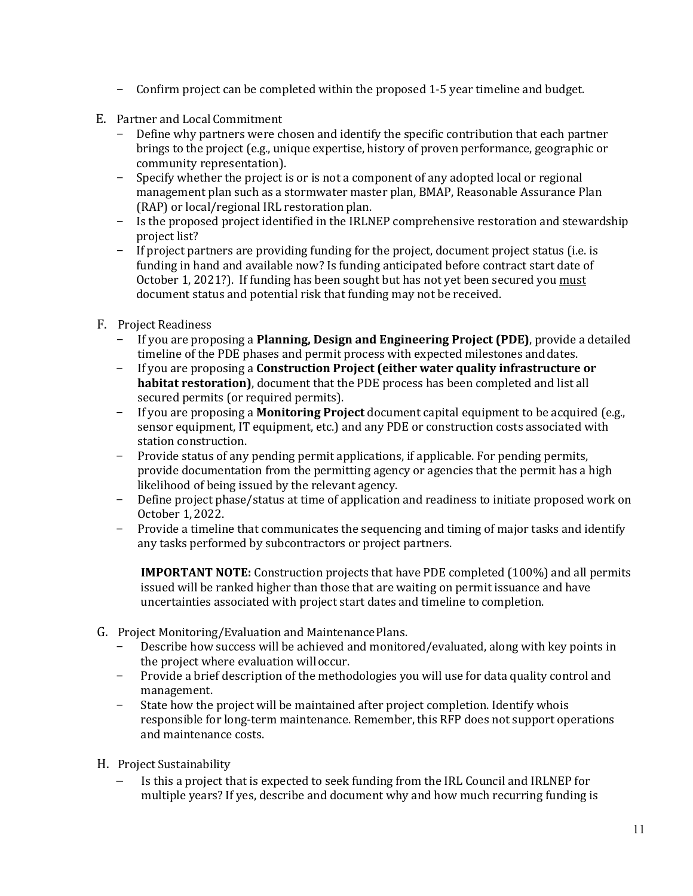- Confirm project can be completed within the proposed 1-5 year timeline and budget.

E. Partner and Local Commitment
   - Define why partners were chosen and identify the specific contribution that each partner brings to the project (e.g., unique expertise, history of proven performance, geographic or community representation).
   - Specify whether the project is or is not a component of any adopted local or regional management plan such as a stormwater master plan, BMAP, Reasonable Assurance Plan (RAP) or local/regional IRL restoration plan.
   - Is the proposed project identified in the IRLNEP comprehensive restoration and stewardship project list?
   - If project partners are providing funding for the project, document project status (i.e. is funding in hand and available now? Is funding anticipated before contract start date of October 1, 2021?). If funding has been sought but has not yet been secured you <u>must</u> document status and potential risk that funding may not be received.

F. Project Readiness
   - If you are proposing a **Planning, Design and Engineering Project (PDE)**, provide a detailed timeline of the PDE phases and permit process with expected milestones and dates.
   - If you are proposing a **Construction Project (either water quality infrastructure or habitat restoration)**, document that the PDE process has been completed and list all secured permits (or required permits).
   - If you are proposing a **Monitoring Project** document capital equipment to be acquired (e.g., sensor equipment, IT equipment, etc.) and any PDE or construction costs associated with station construction.
   - Provide status of any pending permit applications, if applicable. For pending permits, provide documentation from the permitting agency or agencies that the permit has a high likelihood of being issued by the relevant agency.
   - Define project phase/status at time of application and readiness to initiate proposed work on October 1, 2022.
   - Provide a timeline that communicates the sequencing and timing of major tasks and identify any tasks performed by subcontractors or project partners.

   **IMPORTANT NOTE:** Construction projects that have PDE completed (100%) and all permits issued will be ranked higher than those that are waiting on permit issuance and have uncertainties associated with project start dates and timeline to completion.

G. Project Monitoring/Evaluation and Maintenance Plans.
   - Describe how success will be achieved and monitored/evaluated, along with key points in the project where evaluation will occur.
   - Provide a brief description of the methodologies you will use for data quality control and management.
   - State how the project will be maintained after project completion. Identify who is responsible for long-term maintenance. Remember, this RFP does not support operations and maintenance costs.

H. Project Sustainability
   - Is this a project that is expected to seek funding from the IRL Council and IRLNEP for multiple years? If yes, describe and document why and how much recurring funding is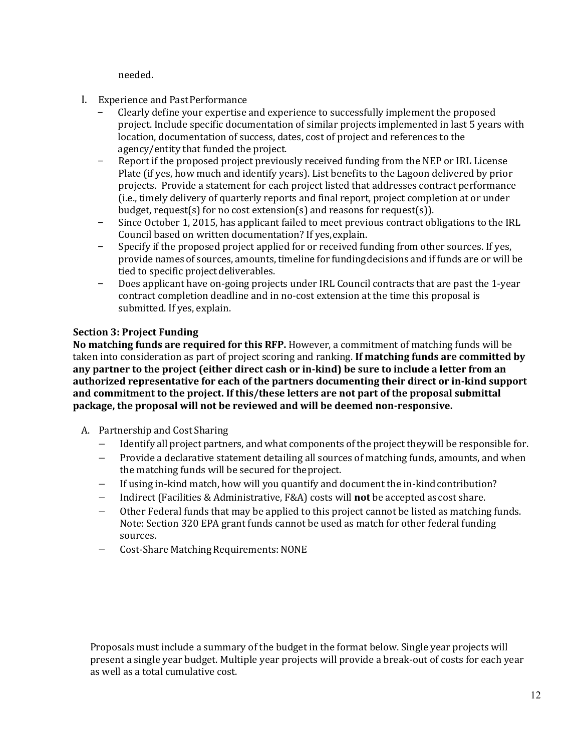needed.

I. Experience and Past Performance
   - Clearly define your expertise and experience to successfully implement the proposed project. Include specific documentation of similar projects implemented in last 5 years with location, documentation of success, dates, cost of project and references to the agency/entity that funded the project.
   - Report if the proposed project previously received funding from the NEP or IRL License Plate (if yes, how much and identify years). List benefits to the Lagoon delivered by prior projects. Provide a statement for each project listed that addresses contract performance (i.e., timely delivery of quarterly reports and final report, project completion at or under budget, request(s) for no cost extension(s) and reasons for request(s)).
   - Since October 1, 2015, has applicant failed to meet previous contract obligations to the IRL Council based on written documentation? If yes, explain.
   - Specify if the proposed project applied for or received funding from other sources. If yes, provide names of sources, amounts, timeline for funding decisions and if funds are or will be tied to specific project deliverables.
   - Does applicant have on-going projects under IRL Council contracts that are past the 1-year contract completion deadline and in no-cost extension at the time this proposal is submitted. If yes, explain.

**Section 3: Project Funding**

**No matching funds are required for this RFP.** However, a commitment of matching funds will be taken into consideration as part of project scoring and ranking. **If matching funds are committed by any partner to the project (either direct cash or in-kind) be sure to include a letter from an authorized representative for each of the partners documenting their direct or in-kind support and commitment to the project. If this/these letters are not part of the proposal submittal package, the proposal will not be reviewed and will be deemed non-responsive.**

A. Partnership and Cost Sharing
   - Identify all project partners, and what components of the project they will be responsible for.
   - Provide a declarative statement detailing all sources of matching funds, amounts, and when the matching funds will be secured for the project.
   - If using in-kind match, how will you quantify and document the in-kind contribution?
   - Indirect (Facilities & Administrative, F&A) costs will **not** be accepted as cost share.
   - Other Federal funds that may be applied to this project cannot be listed as matching funds. Note: Section 320 EPA grant funds cannot be used as match for other federal funding sources.
   - Cost-Share Matching Requirements: NONE

Proposals must include a summary of the budget in the format below. Single year projects will present a single year budget. Multiple year projects will provide a break-out of costs for each year as well as a total cumulative cost.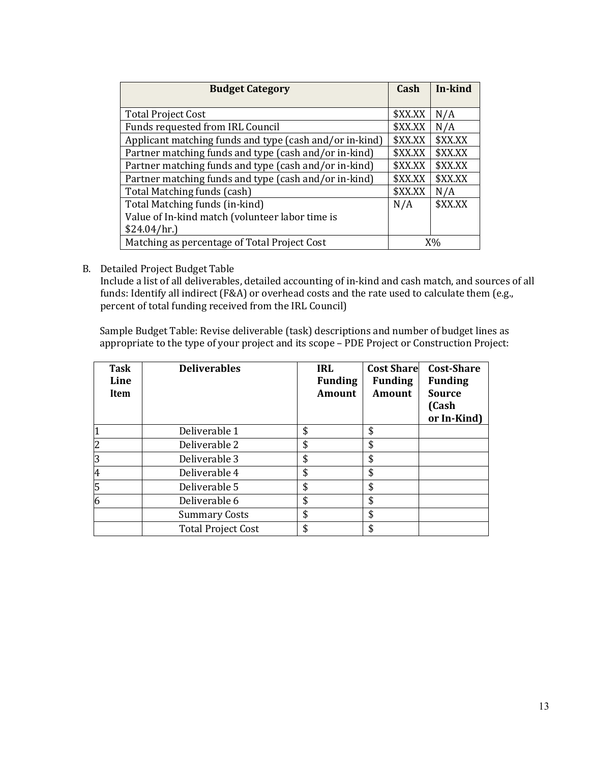| Budget Category | Cash | In-kind |
|---|---|---|
| Total Project Cost | $XX.XX | N/A |
| Funds requested from IRL Council | $XX.XX | N/A |
| Applicant matching funds and type (cash and/or in-kind) | $XX.XX | $XX.XX |
| Partner matching funds and type (cash and/or in-kind) | $XX.XX | $XX.XX |
| Partner matching funds and type (cash and/or in-kind) | $XX.XX | $XX.XX |
| Partner matching funds and type (cash and/or in-kind) | $XX.XX | $XX.XX |
| Total Matching funds (cash) | $XX.XX | N/A |
| Total Matching funds (in-kind) Value of In-kind match (volunteer labor time is $24.04/hr.) | N/A | $XX.XX |
| Matching as percentage of Total Project Cost | X% | |

B. Detailed Project Budget Table
Include a list of all deliverables, detailed accounting of in-kind and cash match, and sources of all funds: Identify all indirect (F&A) or overhead costs and the rate used to calculate them (e.g., percent of total funding received from the IRL Council)

Sample Budget Table: Revise deliverable (task) descriptions and number of budget lines as appropriate to the type of your project and its scope – PDE Project or Construction Project:

| Task Line Item | Deliverables | IRL Funding Amount | Cost Share Funding Amount | Cost-Share Funding Source (Cash or In-Kind) |
|---|---|---|---|---|
| 1 | Deliverable 1 | $ | $ | |
| 2 | Deliverable 2 | $ | $ | |
| 3 | Deliverable 3 | $ | $ | |
| 4 | Deliverable 4 | $ | $ | |
| 5 | Deliverable 5 | $ | $ | |
| 6 | Deliverable 6 | $ | $ | |
| | Summary Costs | $ | $ | |
| | Total Project Cost | $ | $ | |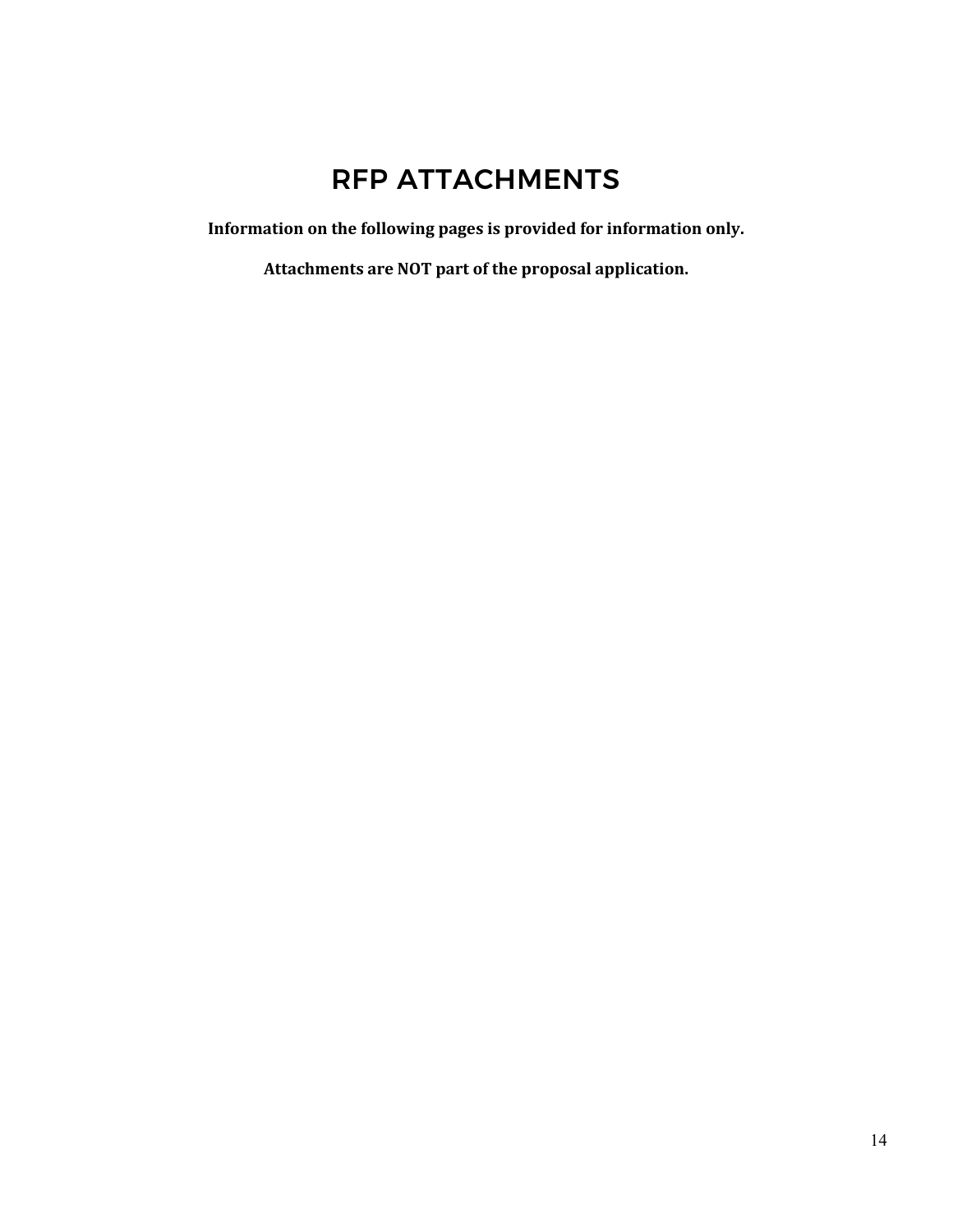# RFP ATTACHMENTS

**Information on the following pages is provided for information only.**

**Attachments are NOT part of the proposal application.**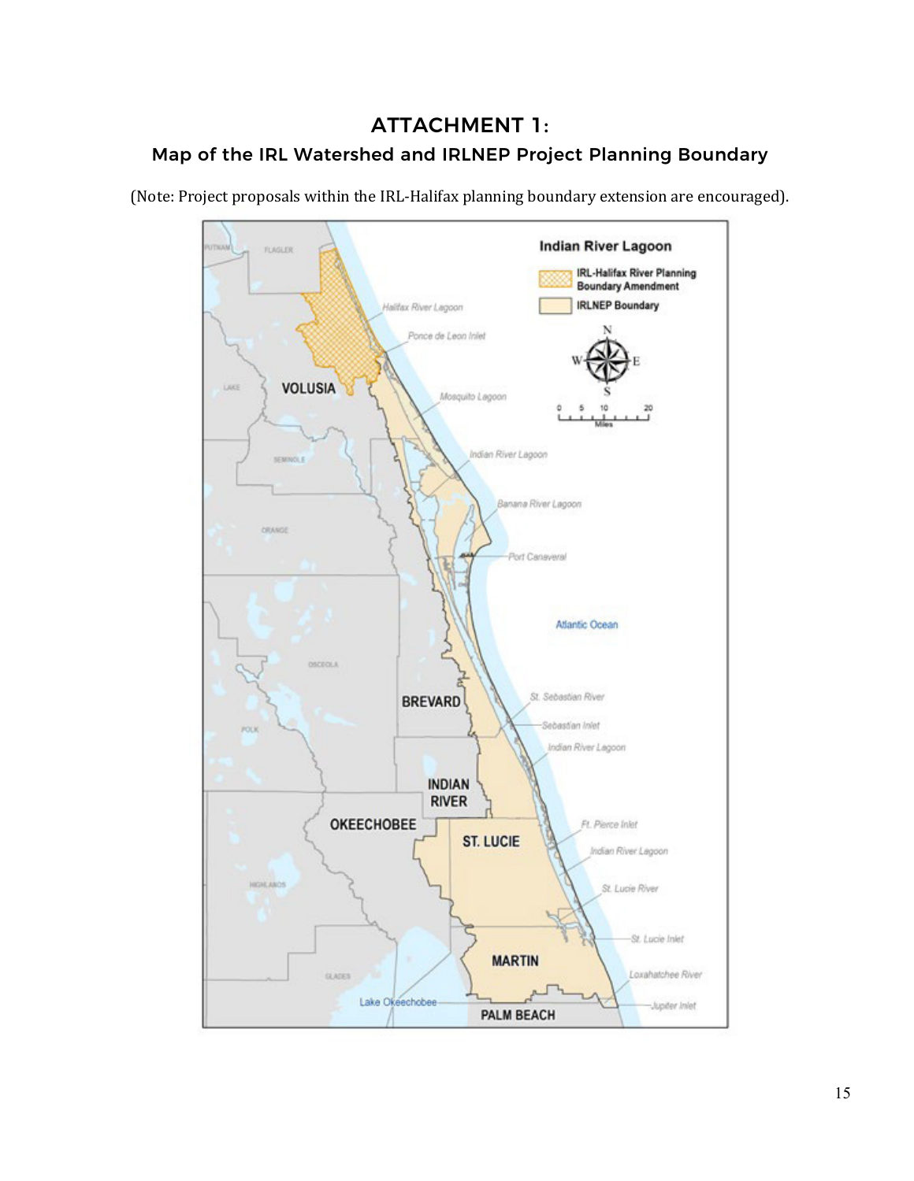# ATTACHMENT 1:

## Map of the IRL Watershed and IRLNEP Project Planning Boundary

(Note: Project proposals within the IRL-Halifax planning boundary extension are encouraged).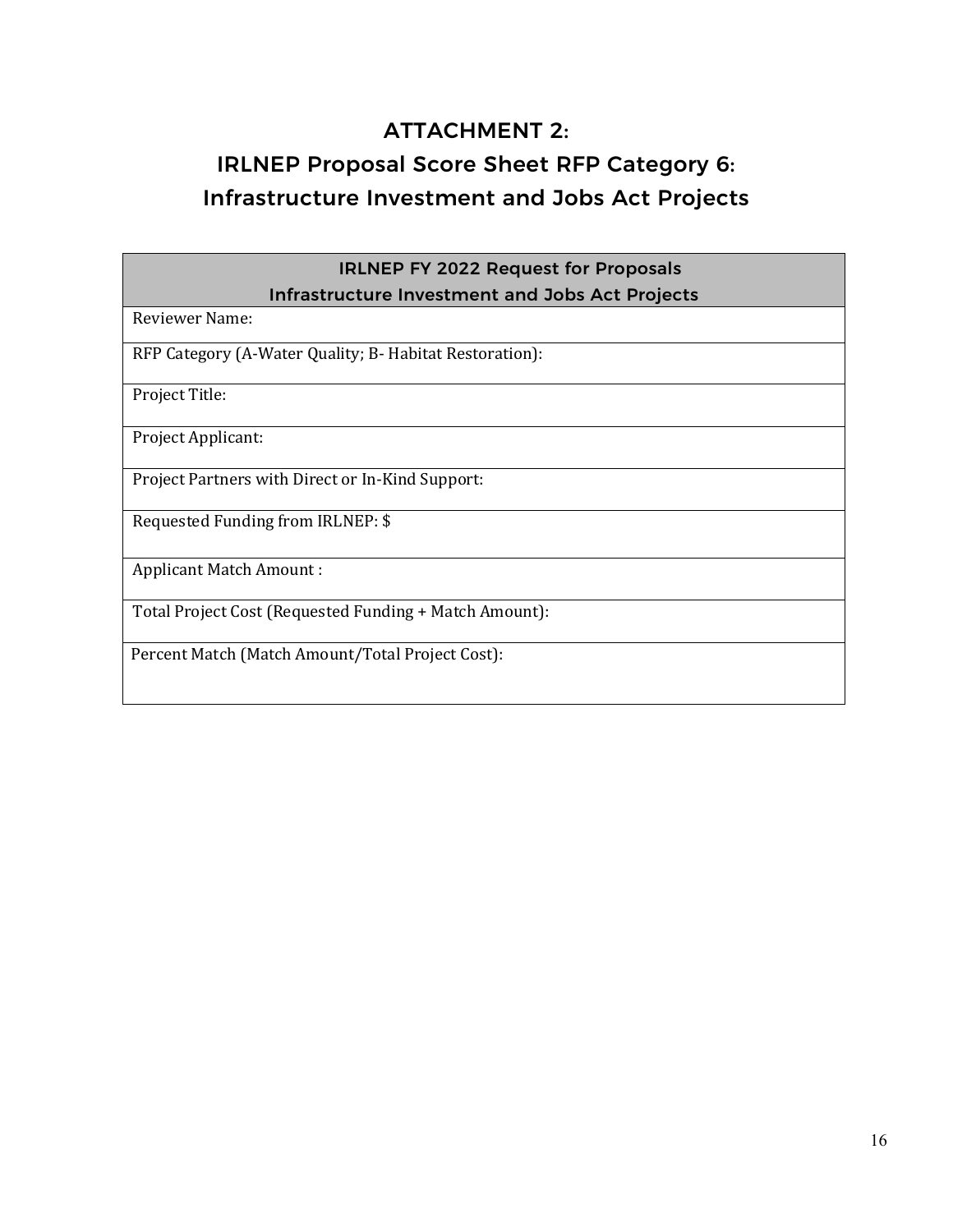# ATTACHMENT 2:

# IRLNEP Proposal Score Sheet RFP Category 6: Infrastructure Investment and Jobs Act Projects

| IRLNEP FY 2022 Request for Proposals<br>Infrastructure Investment and Jobs Act Projects |
|---|
| Reviewer Name: |
| RFP Category (A-Water Quality; B- Habitat Restoration): |
| Project Title: |
| Project Applicant: |
| Project Partners with Direct or In-Kind Support: |
| Requested Funding from IRLNEP: $ |
| Applicant Match Amount : |
| Total Project Cost (Requested Funding + Match Amount): |
| Percent Match (Match Amount/Total Project Cost): |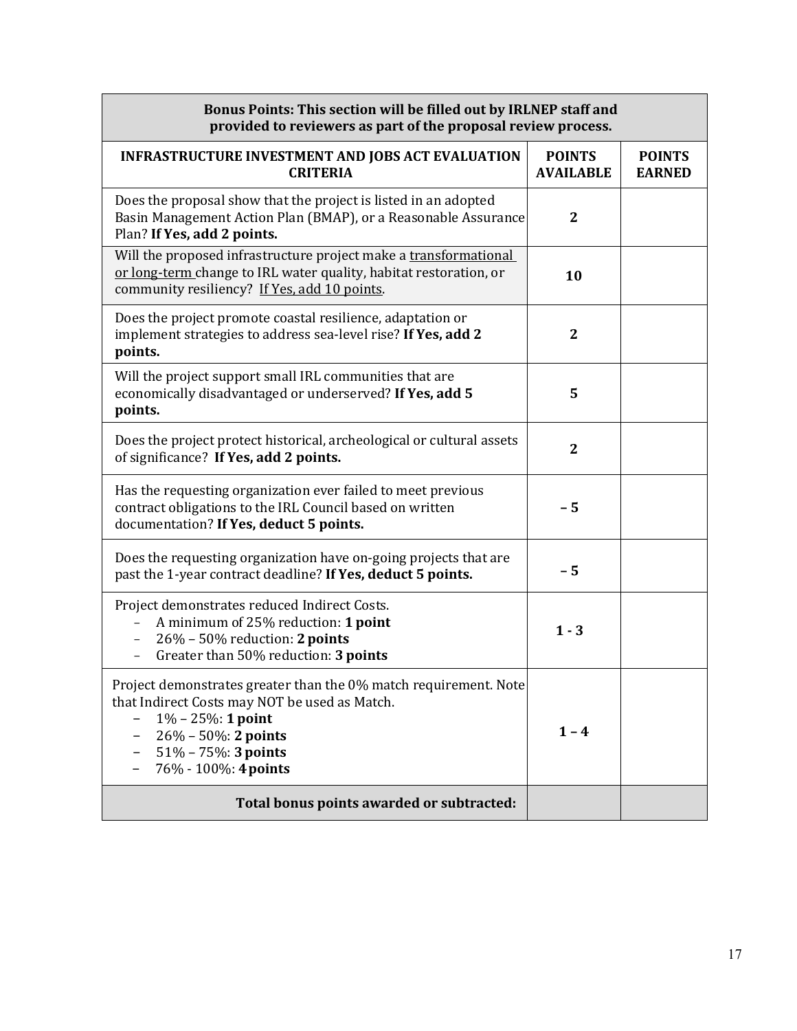| Bonus Points: This section will be filled out by IRLNEP staff and provided to reviewers as part of the proposal review process. | | |
|---|---|---|
| **INFRASTRUCTURE INVESTMENT AND JOBS ACT EVALUATION CRITERIA** | **POINTS AVAILABLE** | **POINTS EARNED** |
| Does the proposal show that the project is listed in an adopted Basin Management Action Plan (BMAP), or a Reasonable Assurance Plan? **If Yes, add 2 points.** | **2** | |
| Will the proposed infrastructure project make a transformational or long-term change to IRL water quality, habitat restoration, or community resiliency? If Yes, add 10 points. | **10** | |
| Does the project promote coastal resilience, adaptation or implement strategies to address sea-level rise? **If Yes, add 2 points.** | **2** | |
| Will the project support small IRL communities that are economically disadvantaged or underserved? **If Yes, add 5 points.** | **5** | |
| Does the project protect historical, archeological or cultural assets of significance? **If Yes, add 2 points.** | **2** | |
| Has the requesting organization ever failed to meet previous contract obligations to the IRL Council based on written documentation? **If Yes, deduct 5 points.** | **– 5** | |
| Does the requesting organization have on-going projects that are past the 1-year contract deadline? **If Yes, deduct 5 points.** | **– 5** | |
| Project demonstrates reduced Indirect Costs.<br>– A minimum of 25% reduction: **1 point**<br>– 26% – 50% reduction: **2 points**<br>– Greater than 50% reduction: **3 points** | **1 - 3** | |
| Project demonstrates greater than the 0% match requirement. Note that Indirect Costs may NOT be used as Match.<br>– 1% – 25%: **1 point**<br>– 26% – 50%: **2 points**<br>– 51% – 75%: **3 points**<br>– 76% - 100%: **4 points** | **1 – 4** | |
| **Total bonus points awarded or subtracted:** | | |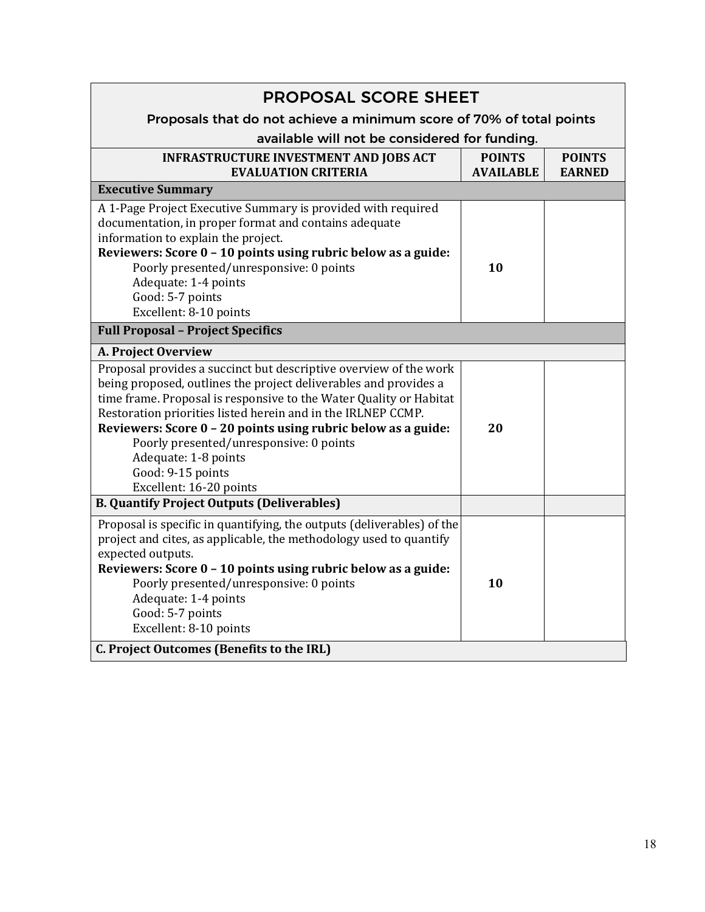## PROPOSAL SCORE SHEET

**Proposals that do not achieve a minimum score of 70% of total points available will not be considered for funding.**

| INFRASTRUCTURE INVESTMENT AND JOBS ACT EVALUATION CRITERIA | POINTS AVAILABLE | POINTS EARNED |
|---|---|---|
| **Executive Summary** | | |
| A 1-Page Project Executive Summary is provided with required documentation, in proper format and contains adequate information to explain the project.<br>**Reviewers: Score 0 – 10 points using rubric below as a guide:**<br>Poorly presented/unresponsive: 0 points<br>Adequate: 1-4 points<br>Good: 5-7 points<br>Excellent: 8-10 points | **10** | |
| **Full Proposal – Project Specifics** | | |
| **A. Project Overview** | | |
| Proposal provides a succinct but descriptive overview of the work being proposed, outlines the project deliverables and provides a time frame. Proposal is responsive to the Water Quality or Habitat Restoration priorities listed herein and in the IRLNEP CCMP.<br>**Reviewers: Score 0 – 20 points using rubric below as a guide:**<br>Poorly presented/unresponsive: 0 points<br>Adequate: 1-8 points<br>Good: 9-15 points<br>Excellent: 16-20 points | **20** | |
| **B. Quantify Project Outputs (Deliverables)** | | |
| Proposal is specific in quantifying, the outputs (deliverables) of the project and cites, as applicable, the methodology used to quantify expected outputs.<br>**Reviewers: Score 0 – 10 points using rubric below as a guide:**<br>Poorly presented/unresponsive: 0 points<br>Adequate: 1-4 points<br>Good: 5-7 points<br>Excellent: 8-10 points | **10** | |
| **C. Project Outcomes (Benefits to the IRL)** | | |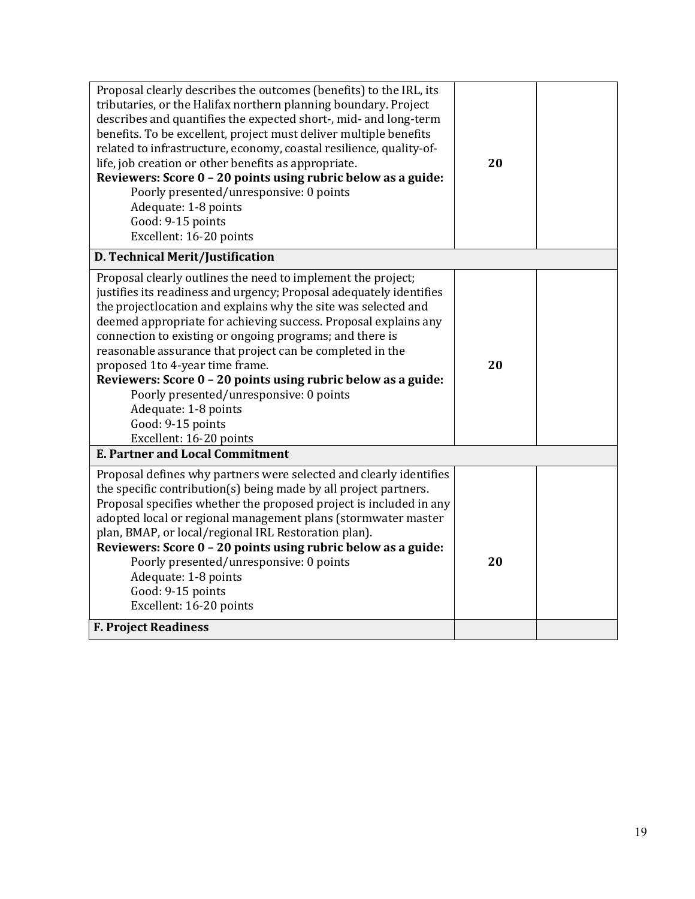| | | |
|---|---|---|
| Proposal clearly describes the outcomes (benefits) to the IRL, its tributaries, or the Halifax northern planning boundary. Project describes and quantifies the expected short-, mid- and long-term benefits. To be excellent, project must deliver multiple benefits related to infrastructure, economy, coastal resilience, quality-of-life, job creation or other benefits as appropriate.<br>**Reviewers: Score 0 – 20 points using rubric below as a guide:**<br>Poorly presented/unresponsive: 0 points<br>Adequate: 1-8 points<br>Good: 9-15 points<br>Excellent: 16-20 points | **20** | |
| **D. Technical Merit/Justification** | | |
| Proposal clearly outlines the need to implement the project; justifies its readiness and urgency; Proposal adequately identifies the projectlocation and explains why the site was selected and deemed appropriate for achieving success. Proposal explains any connection to existing or ongoing programs; and there is reasonable assurance that project can be completed in the proposed 1to 4-year time frame.<br>**Reviewers: Score 0 – 20 points using rubric below as a guide:**<br>Poorly presented/unresponsive: 0 points<br>Adequate: 1-8 points<br>Good: 9-15 points<br>Excellent: 16-20 points | **20** | |
| **E. Partner and Local Commitment** | | |
| Proposal defines why partners were selected and clearly identifies the specific contribution(s) being made by all project partners. Proposal specifies whether the proposed project is included in any adopted local or regional management plans (stormwater master plan, BMAP, or local/regional IRL Restoration plan).<br>**Reviewers: Score 0 – 20 points using rubric below as a guide:**<br>Poorly presented/unresponsive: 0 points<br>Adequate: 1-8 points<br>Good: 9-15 points<br>Excellent: 16-20 points | **20** | |
| **F. Project Readiness** | | |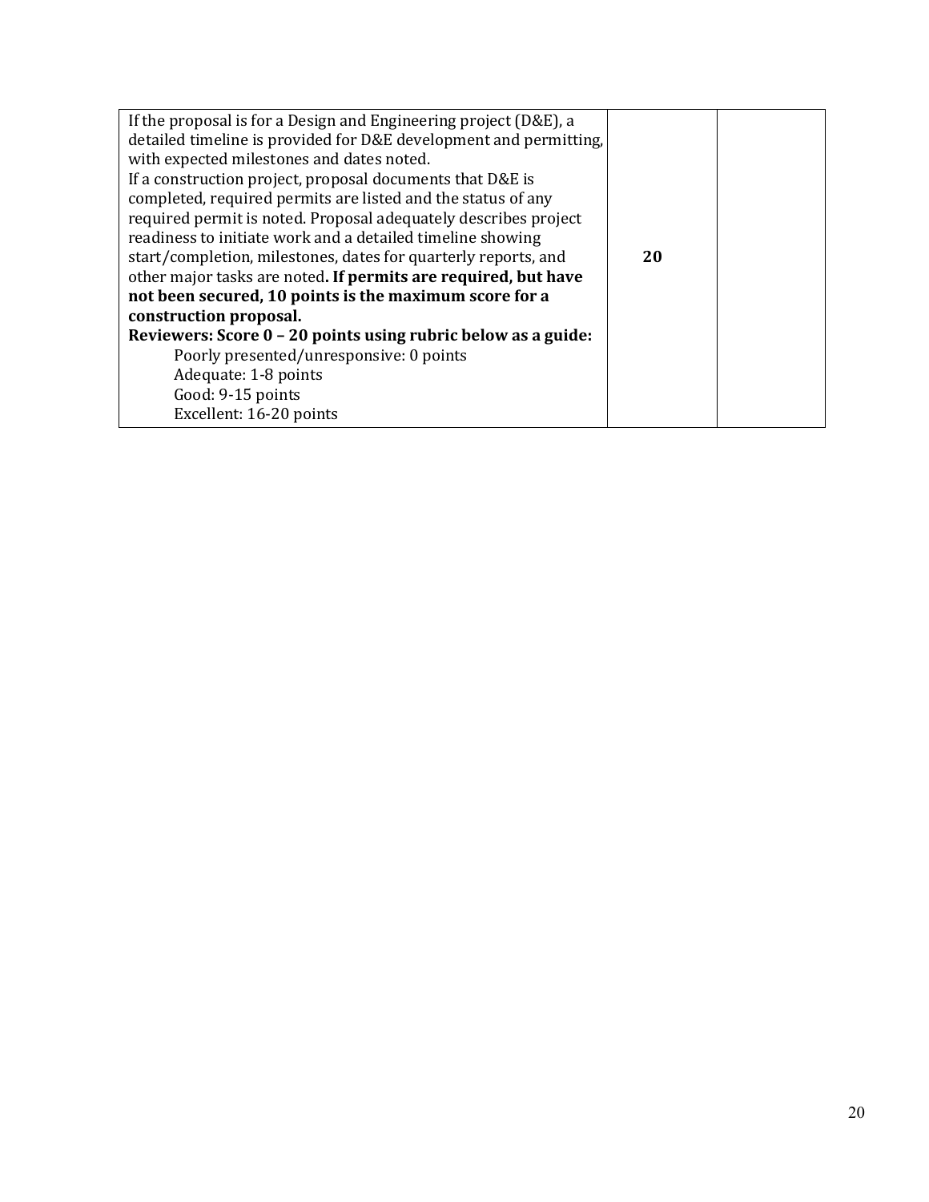| | | |
|---|---|---|
| If the proposal is for a Design and Engineering project (D&E), a detailed timeline is provided for D&E development and permitting, with expected milestones and dates noted.<br>If a construction project, proposal documents that D&E is completed, required permits are listed and the status of any required permit is noted. Proposal adequately describes project readiness to initiate work and a detailed timeline showing start/completion, milestones, dates for quarterly reports, and other major tasks are noted**. If permits are required, but have not been secured, 10 points is the maximum score for a construction proposal.**<br>**Reviewers: Score 0 – 20 points using rubric below as a guide:**<br>Poorly presented/unresponsive: 0 points<br>Adequate: 1-8 points<br>Good: 9-15 points<br>Excellent: 16-20 points | **20** | |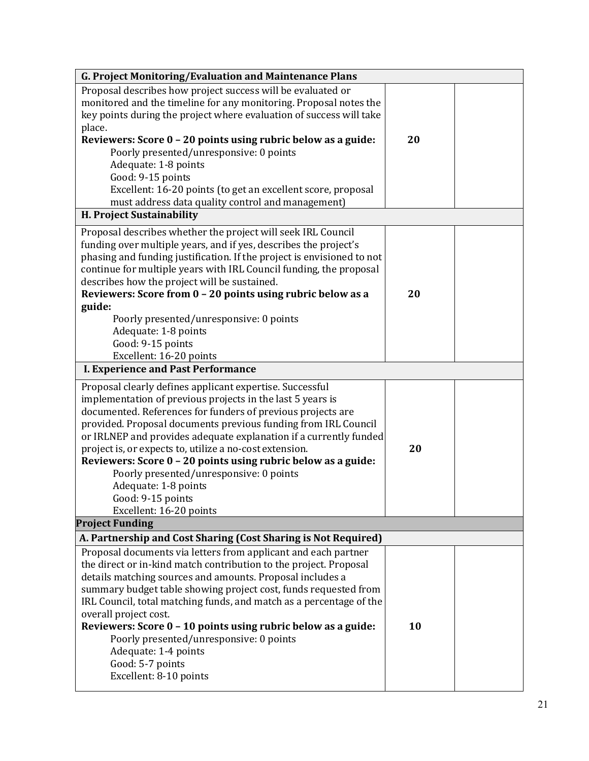| G. Project Monitoring/Evaluation and Maintenance Plans | | |
|---|---|---|
| Proposal describes how project success will be evaluated or monitored and the timeline for any monitoring. Proposal notes the key points during the project where evaluation of success will take place.<br>**Reviewers: Score 0 – 20 points using rubric below as a guide:**<br>Poorly presented/unresponsive: 0 points<br>Adequate: 1-8 points<br>Good: 9-15 points<br>Excellent: 16-20 points (to get an excellent score, proposal must address data quality control and management) | **20** | |
| **H. Project Sustainability** | | |
| Proposal describes whether the project will seek IRL Council funding over multiple years, and if yes, describes the project's phasing and funding justification. If the project is envisioned to not continue for multiple years with IRL Council funding, the proposal describes how the project will be sustained.<br>**Reviewers: Score from 0 – 20 points using rubric below as a guide:**<br>Poorly presented/unresponsive: 0 points<br>Adequate: 1-8 points<br>Good: 9-15 points<br>Excellent: 16-20 points | **20** | |
| **I. Experience and Past Performance** | | |
| Proposal clearly defines applicant expertise. Successful implementation of previous projects in the last 5 years is documented. References for funders of previous projects are provided. Proposal documents previous funding from IRL Council or IRLNEP and provides adequate explanation if a currently funded project is, or expects to, utilize a no-cost extension.<br>**Reviewers: Score 0 – 20 points using rubric below as a guide:**<br>Poorly presented/unresponsive: 0 points<br>Adequate: 1-8 points<br>Good: 9-15 points<br>Excellent: 16-20 points | **20** | |
| **Project Funding** | | |
| **A. Partnership and Cost Sharing (Cost Sharing is Not Required)** | | |
| Proposal documents via letters from applicant and each partner the direct or in-kind match contribution to the project. Proposal details matching sources and amounts. Proposal includes a summary budget table showing project cost, funds requested from IRL Council, total matching funds, and match as a percentage of the overall project cost.<br>**Reviewers: Score 0 – 10 points using rubric below as a guide:**<br>Poorly presented/unresponsive: 0 points<br>Adequate: 1-4 points<br>Good: 5-7 points<br>Excellent: 8-10 points | **10** | |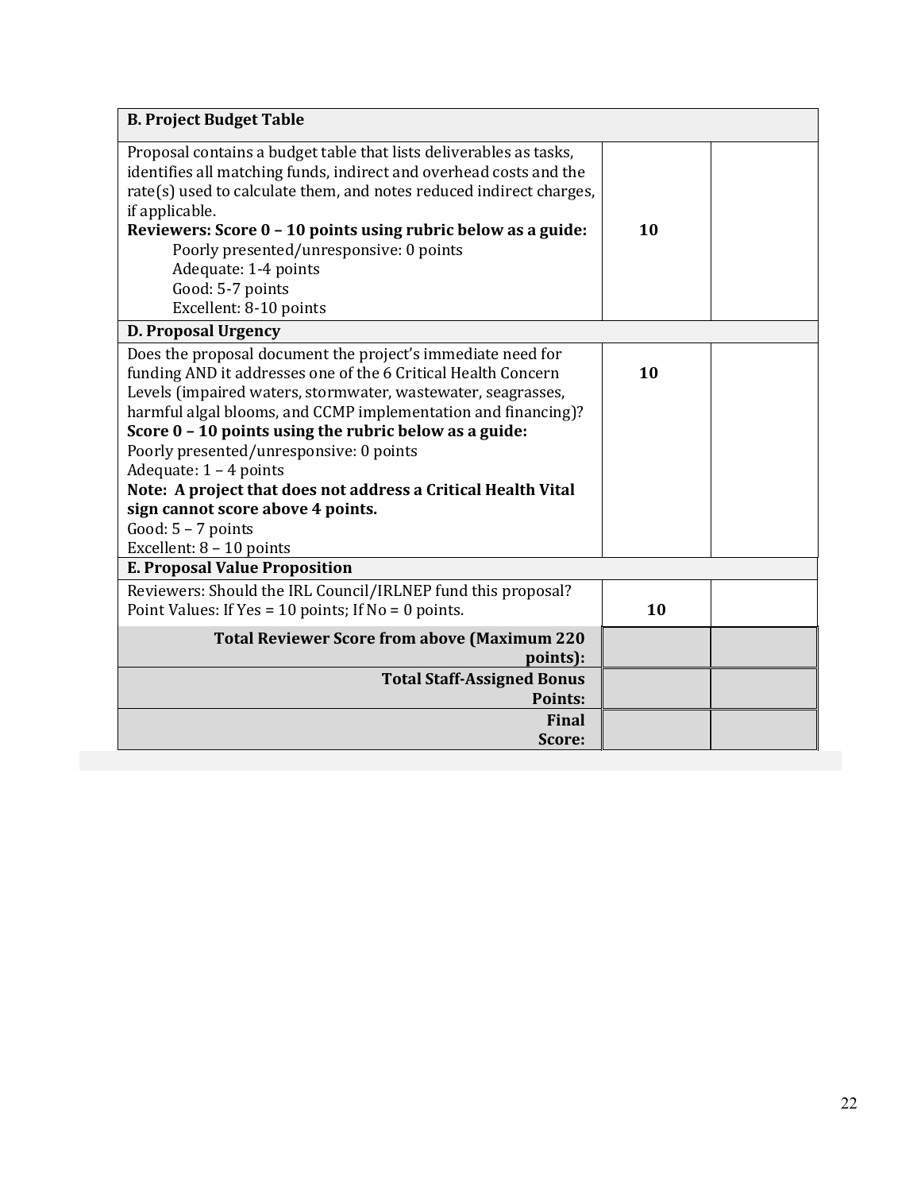| B. Project Budget Table | | |
|---|---|---|
| Proposal contains a budget table that lists deliverables as tasks, identifies all matching funds, indirect and overhead costs and the rate(s) used to calculate them, and notes reduced indirect charges, if applicable.<br>**Reviewers: Score 0 – 10 points using rubric below as a guide:**<br>Poorly presented/unresponsive: 0 points<br>Adequate: 1-4 points<br>Good: 5-7 points<br>Excellent: 8-10 points | **10** | |
| **D. Proposal Urgency** | | |
| Does the proposal document the project's immediate need for funding AND it addresses one of the 6 Critical Health Concern Levels (impaired waters, stormwater, wastewater, seagrasses, harmful algal blooms, and CCMP implementation and financing)?<br>**Score 0 – 10 points using the rubric below as a guide:**<br>Poorly presented/unresponsive: 0 points<br>Adequate: 1 – 4 points<br>**Note: A project that does not address a Critical Health Vital sign cannot score above 4 points.**<br>Good: 5 – 7 points<br>Excellent: 8 – 10 points | **10** | |
| **E. Proposal Value Proposition** | | |
| Reviewers: Should the IRL Council/IRLNEP fund this proposal? Point Values: If Yes = 10 points; If No = 0 points. | **10** | |
| **Total Reviewer Score from above (Maximum 220 points):** | | |
| **Total Staff-Assigned Bonus Points:** | | |
| **Final Score:** | | |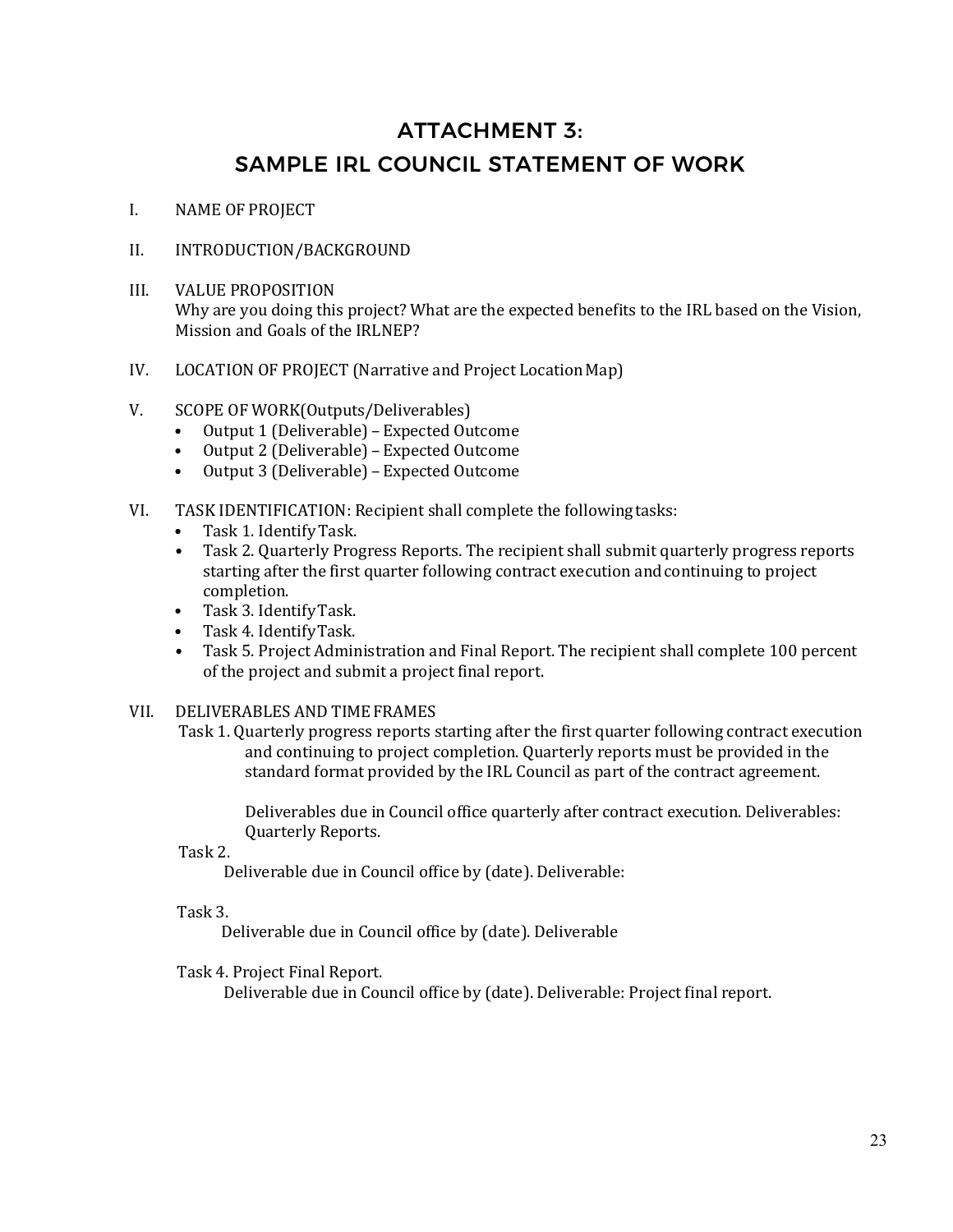# ATTACHMENT 3:
# SAMPLE IRL COUNCIL STATEMENT OF WORK

I. NAME OF PROJECT

II. INTRODUCTION/BACKGROUND

III. VALUE PROPOSITION
Why are you doing this project? What are the expected benefits to the IRL based on the Vision, Mission and Goals of the IRLNEP?

IV. LOCATION OF PROJECT (Narrative and Project Location Map)

V. SCOPE OF WORK(Outputs/Deliverables)
- Output 1 (Deliverable) – Expected Outcome
- Output 2 (Deliverable) – Expected Outcome
- Output 3 (Deliverable) – Expected Outcome

VI. TASK IDENTIFICATION: Recipient shall complete the following tasks:
- Task 1. Identify Task.
- Task 2. Quarterly Progress Reports. The recipient shall submit quarterly progress reports starting after the first quarter following contract execution and continuing to project completion.
- Task 3. Identify Task.
- Task 4. Identify Task.
- Task 5. Project Administration and Final Report. The recipient shall complete 100 percent of the project and submit a project final report.

VII. DELIVERABLES AND TIME FRAMES

Task 1. Quarterly progress reports starting after the first quarter following contract execution and continuing to project completion. Quarterly reports must be provided in the standard format provided by the IRL Council as part of the contract agreement.

Deliverables due in Council office quarterly after contract execution. Deliverables: Quarterly Reports.

Task 2.
Deliverable due in Council office by (date). Deliverable:

Task 3.
Deliverable due in Council office by (date). Deliverable

Task 4. Project Final Report.
Deliverable due in Council office by (date). Deliverable: Project final report.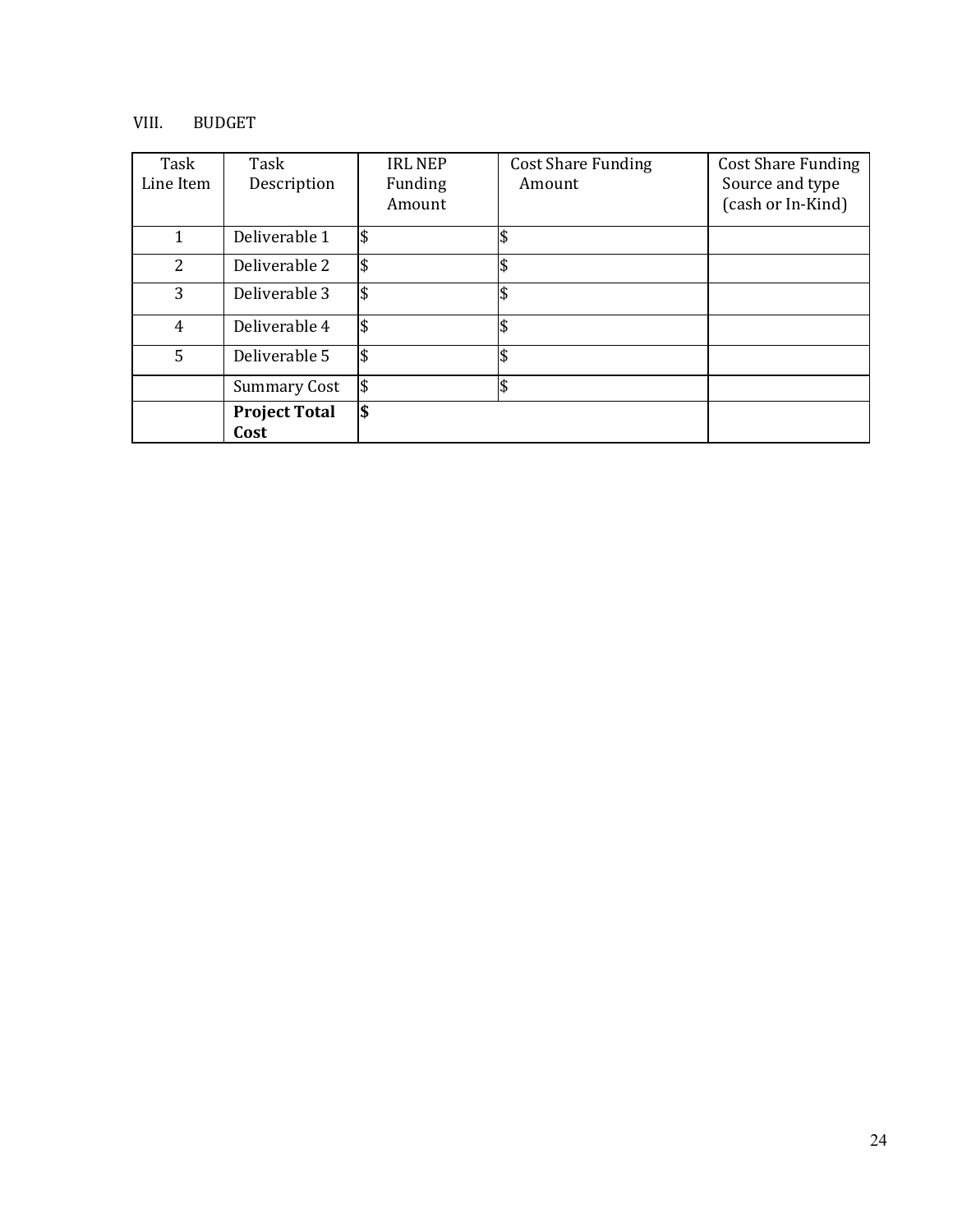## VIII. BUDGET

| Task Line Item | Task Description | IRL NEP Funding Amount | Cost Share Funding Amount | Cost Share Funding Source and type (cash or In-Kind) |
|---|---|---|---|---|
| 1 | Deliverable 1 | $ | $ | |
| 2 | Deliverable 2 | $ | $ | |
| 3 | Deliverable 3 | $ | $ | |
| 4 | Deliverable 4 | $ | $ | |
| 5 | Deliverable 5 | $ | $ | |
| | Summary Cost | $ | $ | |
| | **Project Total Cost** | **$** | | |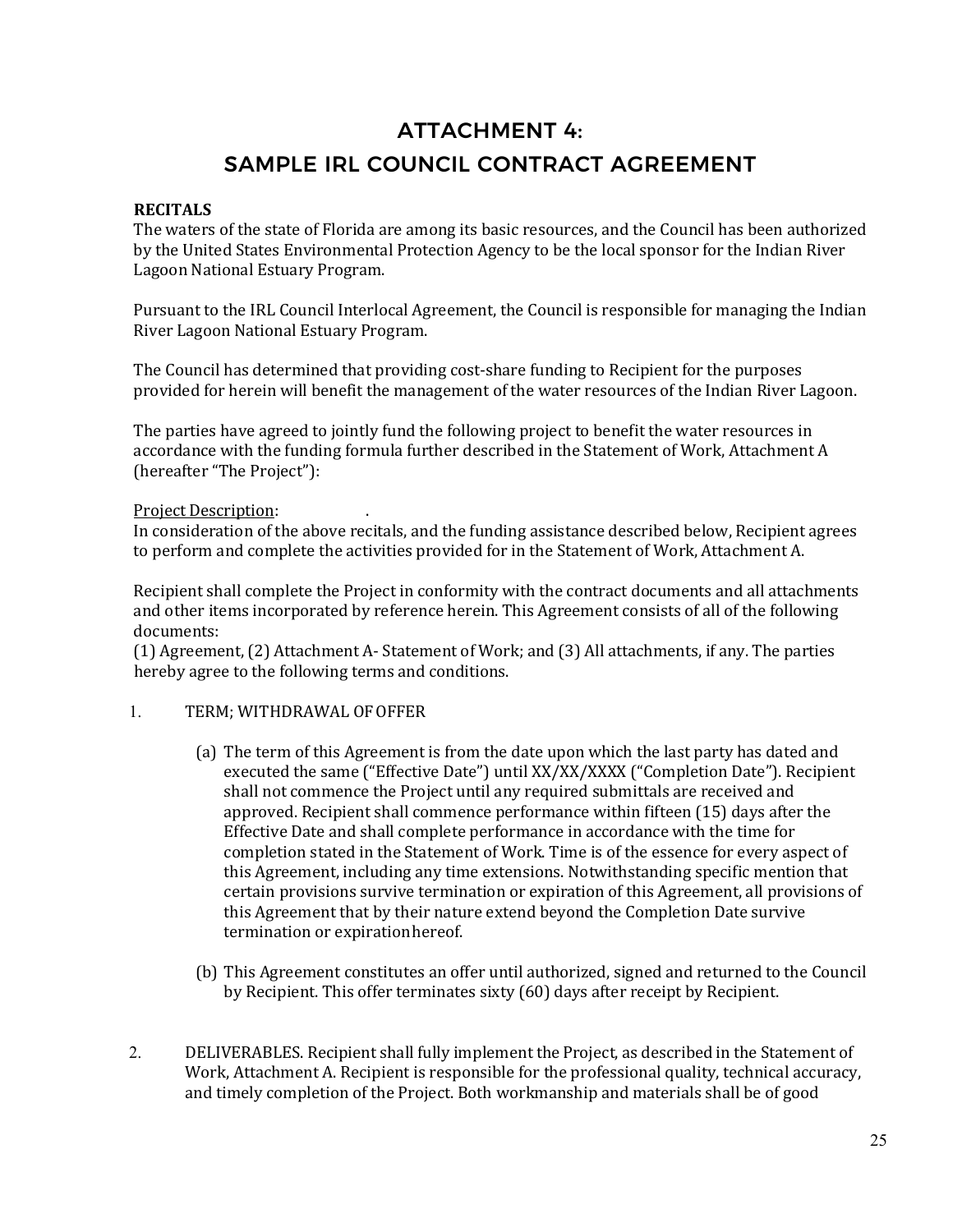# ATTACHMENT 4:
# SAMPLE IRL COUNCIL CONTRACT AGREEMENT

**RECITALS**

The waters of the state of Florida are among its basic resources, and the Council has been authorized by the United States Environmental Protection Agency to be the local sponsor for the Indian River Lagoon National Estuary Program.

Pursuant to the IRL Council Interlocal Agreement, the Council is responsible for managing the Indian River Lagoon National Estuary Program.

The Council has determined that providing cost-share funding to Recipient for the purposes provided for herein will benefit the management of the water resources of the Indian River Lagoon.

The parties have agreed to jointly fund the following project to benefit the water resources in accordance with the funding formula further described in the Statement of Work, Attachment A (hereafter "The Project"):

Project Description: .

In consideration of the above recitals, and the funding assistance described below, Recipient agrees to perform and complete the activities provided for in the Statement of Work, Attachment A.

Recipient shall complete the Project in conformity with the contract documents and all attachments and other items incorporated by reference herein. This Agreement consists of all of the following documents:
(1) Agreement, (2) Attachment A- Statement of Work; and (3) All attachments, if any. The parties hereby agree to the following terms and conditions.

1. TERM; WITHDRAWAL OF OFFER

   (a) The term of this Agreement is from the date upon which the last party has dated and executed the same ("Effective Date") until XX/XX/XXXX ("Completion Date"). Recipient shall not commence the Project until any required submittals are received and approved. Recipient shall commence performance within fifteen (15) days after the Effective Date and shall complete performance in accordance with the time for completion stated in the Statement of Work. Time is of the essence for every aspect of this Agreement, including any time extensions. Notwithstanding specific mention that certain provisions survive termination or expiration of this Agreement, all provisions of this Agreement that by their nature extend beyond the Completion Date survive termination or expiration hereof.

   (b) This Agreement constitutes an offer until authorized, signed and returned to the Council by Recipient. This offer terminates sixty (60) days after receipt by Recipient.

2. DELIVERABLES. Recipient shall fully implement the Project, as described in the Statement of Work, Attachment A. Recipient is responsible for the professional quality, technical accuracy, and timely completion of the Project. Both workmanship and materials shall be of good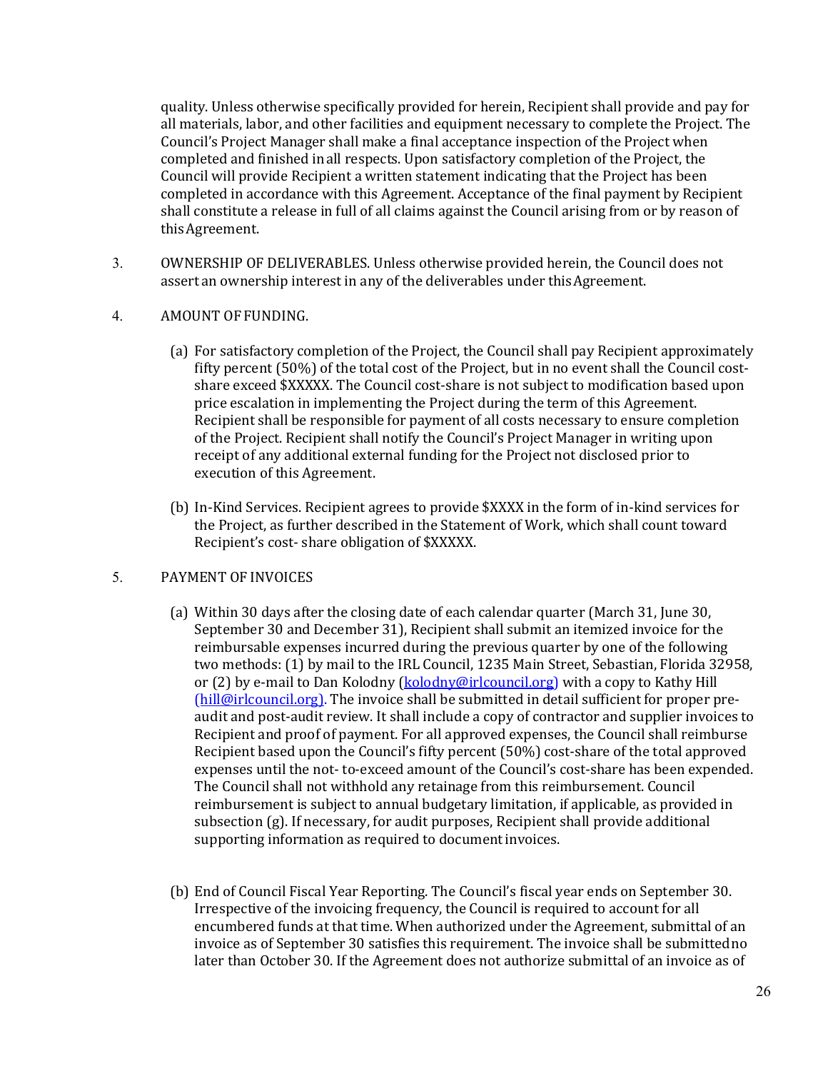quality. Unless otherwise specifically provided for herein, Recipient shall provide and pay for all materials, labor, and other facilities and equipment necessary to complete the Project. The Council's Project Manager shall make a final acceptance inspection of the Project when completed and finished in all respects. Upon satisfactory completion of the Project, the Council will provide Recipient a written statement indicating that the Project has been completed in accordance with this Agreement. Acceptance of the final payment by Recipient shall constitute a release in full of all claims against the Council arising from or by reason of this Agreement.

3. OWNERSHIP OF DELIVERABLES. Unless otherwise provided herein, the Council does not assert an ownership interest in any of the deliverables under this Agreement.

4. AMOUNT OF FUNDING.

   (a) For satisfactory completion of the Project, the Council shall pay Recipient approximately fifty percent (50%) of the total cost of the Project, but in no event shall the Council cost-share exceed $XXXXX. The Council cost-share is not subject to modification based upon price escalation in implementing the Project during the term of this Agreement. Recipient shall be responsible for payment of all costs necessary to ensure completion of the Project. Recipient shall notify the Council's Project Manager in writing upon receipt of any additional external funding for the Project not disclosed prior to execution of this Agreement.

   (b) In-Kind Services. Recipient agrees to provide $XXXX in the form of in-kind services for the Project, as further described in the Statement of Work, which shall count toward Recipient's cost- share obligation of $XXXXX.

5. PAYMENT OF INVOICES

   (a) Within 30 days after the closing date of each calendar quarter (March 31, June 30, September 30 and December 31), Recipient shall submit an itemized invoice for the reimbursable expenses incurred during the previous quarter by one of the following two methods: (1) by mail to the IRL Council, 1235 Main Street, Sebastian, Florida 32958, or (2) by e-mail to Dan Kolodny (kolodny@irlcouncil.org) with a copy to Kathy Hill (hill@irlcouncil.org). The invoice shall be submitted in detail sufficient for proper pre-audit and post-audit review. It shall include a copy of contractor and supplier invoices to Recipient and proof of payment. For all approved expenses, the Council shall reimburse Recipient based upon the Council's fifty percent (50%) cost-share of the total approved expenses until the not- to-exceed amount of the Council's cost-share has been expended. The Council shall not withhold any retainage from this reimbursement. Council reimbursement is subject to annual budgetary limitation, if applicable, as provided in subsection (g). If necessary, for audit purposes, Recipient shall provide additional supporting information as required to document invoices.

   (b) End of Council Fiscal Year Reporting. The Council's fiscal year ends on September 30. Irrespective of the invoicing frequency, the Council is required to account for all encumbered funds at that time. When authorized under the Agreement, submittal of an invoice as of September 30 satisfies this requirement. The invoice shall be submitted no later than October 30. If the Agreement does not authorize submittal of an invoice as of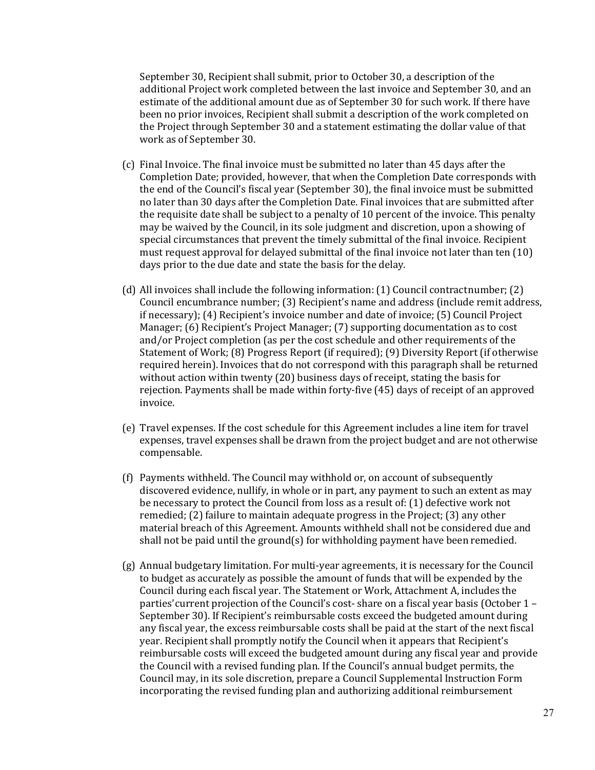September 30, Recipient shall submit, prior to October 30, a description of the additional Project work completed between the last invoice and September 30, and an estimate of the additional amount due as of September 30 for such work. If there have been no prior invoices, Recipient shall submit a description of the work completed on the Project through September 30 and a statement estimating the dollar value of that work as of September 30.

(c) Final Invoice. The final invoice must be submitted no later than 45 days after the Completion Date; provided, however, that when the Completion Date corresponds with the end of the Council's fiscal year (September 30), the final invoice must be submitted no later than 30 days after the Completion Date. Final invoices that are submitted after the requisite date shall be subject to a penalty of 10 percent of the invoice. This penalty may be waived by the Council, in its sole judgment and discretion, upon a showing of special circumstances that prevent the timely submittal of the final invoice. Recipient must request approval for delayed submittal of the final invoice not later than ten (10) days prior to the due date and state the basis for the delay.

(d) All invoices shall include the following information: (1) Council contractnumber; (2) Council encumbrance number; (3) Recipient's name and address (include remit address, if necessary); (4) Recipient's invoice number and date of invoice; (5) Council Project Manager; (6) Recipient's Project Manager; (7) supporting documentation as to cost and/or Project completion (as per the cost schedule and other requirements of the Statement of Work; (8) Progress Report (if required); (9) Diversity Report (if otherwise required herein). Invoices that do not correspond with this paragraph shall be returned without action within twenty (20) business days of receipt, stating the basis for rejection. Payments shall be made within forty-five (45) days of receipt of an approved invoice.

(e) Travel expenses. If the cost schedule for this Agreement includes a line item for travel expenses, travel expenses shall be drawn from the project budget and are not otherwise compensable.

(f) Payments withheld. The Council may withhold or, on account of subsequently discovered evidence, nullify, in whole or in part, any payment to such an extent as may be necessary to protect the Council from loss as a result of: (1) defective work not remedied; (2) failure to maintain adequate progress in the Project; (3) any other material breach of this Agreement. Amounts withheld shall not be considered due and shall not be paid until the ground(s) for withholding payment have been remedied.

(g) Annual budgetary limitation. For multi-year agreements, it is necessary for the Council to budget as accurately as possible the amount of funds that will be expended by the Council during each fiscal year. The Statement or Work, Attachment A, includes the parties' current projection of the Council's cost- share on a fiscal year basis (October 1 – September 30). If Recipient's reimbursable costs exceed the budgeted amount during any fiscal year, the excess reimbursable costs shall be paid at the start of the next fiscal year. Recipient shall promptly notify the Council when it appears that Recipient's reimbursable costs will exceed the budgeted amount during any fiscal year and provide the Council with a revised funding plan. If the Council's annual budget permits, the Council may, in its sole discretion, prepare a Council Supplemental Instruction Form incorporating the revised funding plan and authorizing additional reimbursement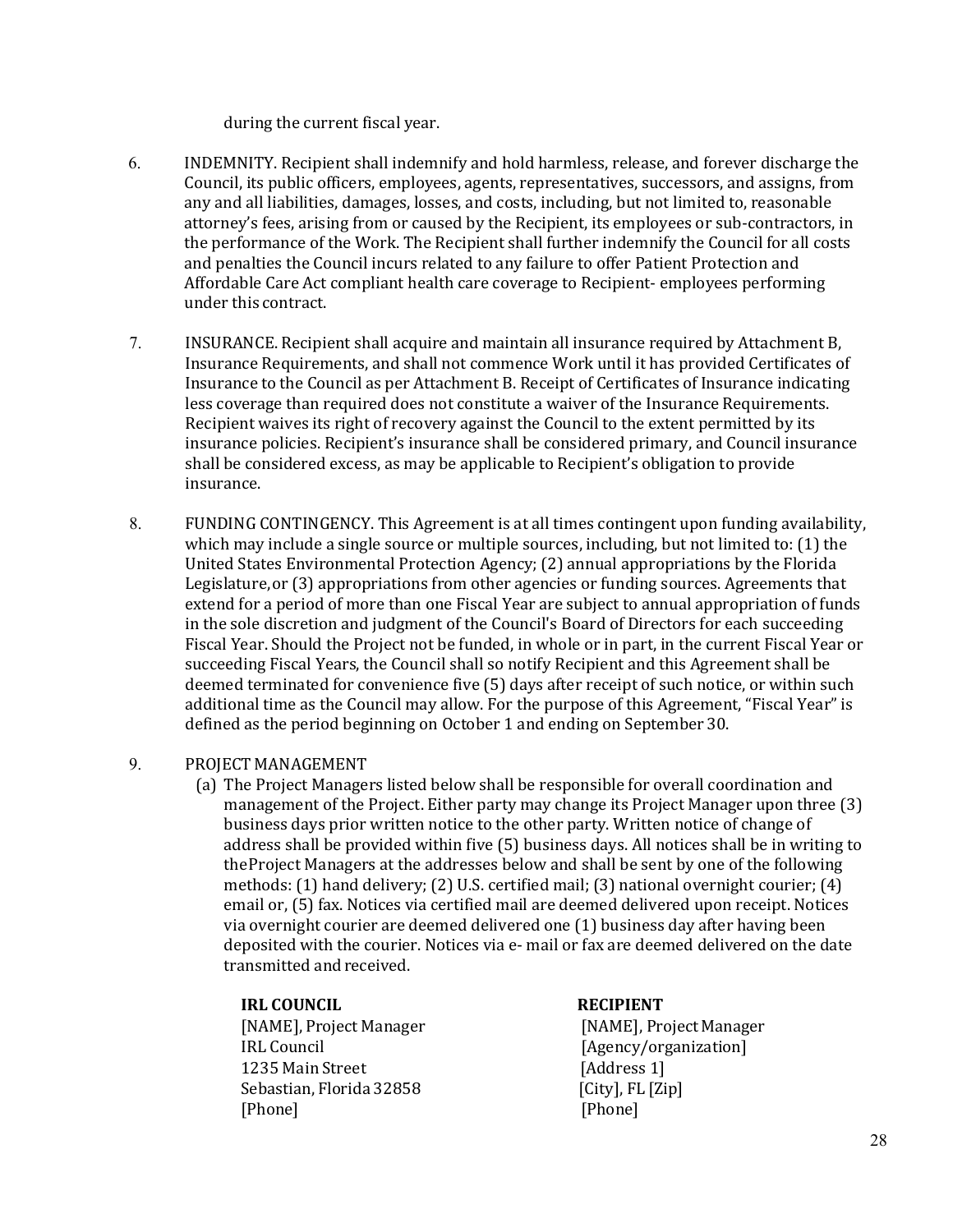during the current fiscal year.

6. INDEMNITY. Recipient shall indemnify and hold harmless, release, and forever discharge the Council, its public officers, employees, agents, representatives, successors, and assigns, from any and all liabilities, damages, losses, and costs, including, but not limited to, reasonable attorney's fees, arising from or caused by the Recipient, its employees or sub-contractors, in the performance of the Work. The Recipient shall further indemnify the Council for all costs and penalties the Council incurs related to any failure to offer Patient Protection and Affordable Care Act compliant health care coverage to Recipient- employees performing under this contract.

7. INSURANCE. Recipient shall acquire and maintain all insurance required by Attachment B, Insurance Requirements, and shall not commence Work until it has provided Certificates of Insurance to the Council as per Attachment B. Receipt of Certificates of Insurance indicating less coverage than required does not constitute a waiver of the Insurance Requirements. Recipient waives its right of recovery against the Council to the extent permitted by its insurance policies. Recipient's insurance shall be considered primary, and Council insurance shall be considered excess, as may be applicable to Recipient's obligation to provide insurance.

8. FUNDING CONTINGENCY. This Agreement is at all times contingent upon funding availability, which may include a single source or multiple sources, including, but not limited to: (1) the United States Environmental Protection Agency; (2) annual appropriations by the Florida Legislature,or (3) appropriations from other agencies or funding sources. Agreements that extend for a period of more than one Fiscal Year are subject to annual appropriation of funds in the sole discretion and judgment of the Council's Board of Directors for each succeeding Fiscal Year. Should the Project not be funded, in whole or in part, in the current Fiscal Year or succeeding Fiscal Years, the Council shall so notify Recipient and this Agreement shall be deemed terminated for convenience five (5) days after receipt of such notice, or within such additional time as the Council may allow. For the purpose of this Agreement, "Fiscal Year" is defined as the period beginning on October 1 and ending on September 30.

9. PROJECT MANAGEMENT

   (a) The Project Managers listed below shall be responsible for overall coordination and management of the Project. Either party may change its Project Manager upon three (3) business days prior written notice to the other party. Written notice of change of address shall be provided within five (5) business days. All notices shall be in writing to theProject Managers at the addresses below and shall be sent by one of the following methods: (1) hand delivery; (2) U.S. certified mail; (3) national overnight courier; (4) email or, (5) fax. Notices via certified mail are deemed delivered upon receipt. Notices via overnight courier are deemed delivered one (1) business day after having been deposited with the courier. Notices via e- mail or fax are deemed delivered on the date transmitted and received.

| **IRL COUNCIL** | **RECIPIENT** |
|---|---|
| [NAME], Project Manager | [NAME], Project Manager |
| IRL Council | [Agency/organization] |
| 1235 Main Street | [Address 1] |
| Sebastian, Florida 32858 | [City], FL [Zip] |
| [Phone] | [Phone] |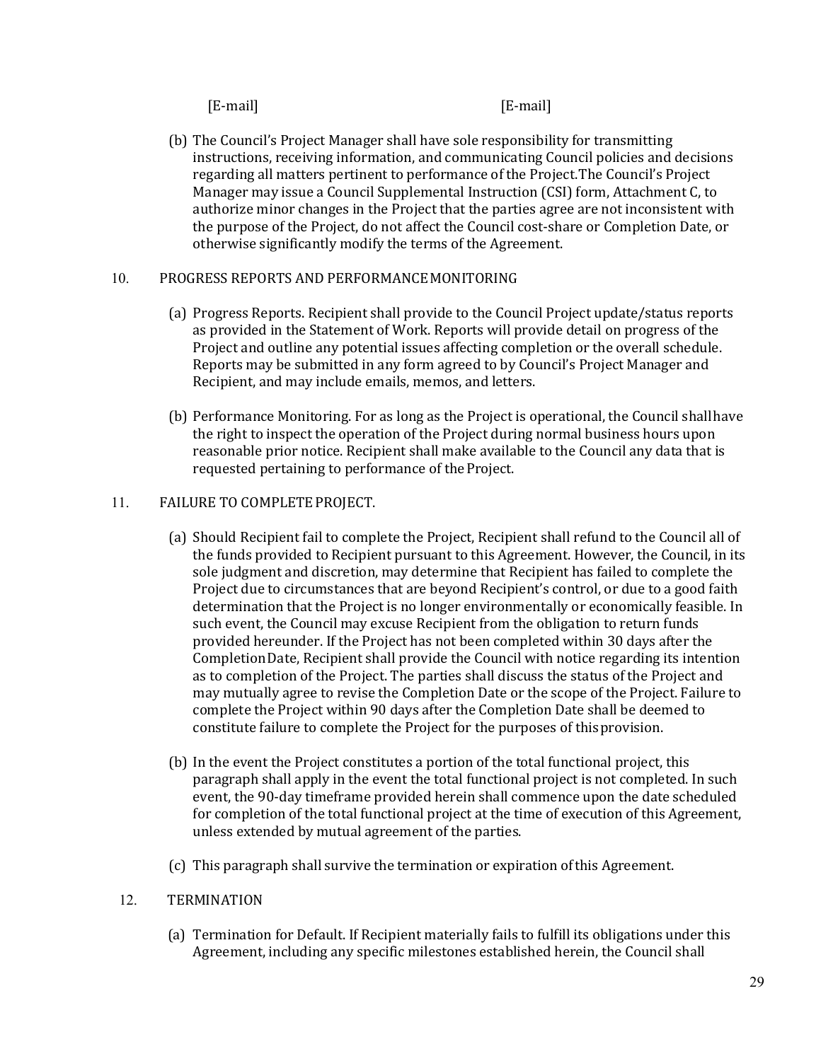[E-mail] [E-mail]

(b) The Council's Project Manager shall have sole responsibility for transmitting instructions, receiving information, and communicating Council policies and decisions regarding all matters pertinent to performance of the Project. The Council's Project Manager may issue a Council Supplemental Instruction (CSI) form, Attachment C, to authorize minor changes in the Project that the parties agree are not inconsistent with the purpose of the Project, do not affect the Council cost-share or Completion Date, or otherwise significantly modify the terms of the Agreement.

10. PROGRESS REPORTS AND PERFORMANCE MONITORING

(a) Progress Reports. Recipient shall provide to the Council Project update/status reports as provided in the Statement of Work. Reports will provide detail on progress of the Project and outline any potential issues affecting completion or the overall schedule. Reports may be submitted in any form agreed to by Council's Project Manager and Recipient, and may include emails, memos, and letters.

(b) Performance Monitoring. For as long as the Project is operational, the Council shall have the right to inspect the operation of the Project during normal business hours upon reasonable prior notice. Recipient shall make available to the Council any data that is requested pertaining to performance of the Project.

11. FAILURE TO COMPLETE PROJECT.

(a) Should Recipient fail to complete the Project, Recipient shall refund to the Council all of the funds provided to Recipient pursuant to this Agreement. However, the Council, in its sole judgment and discretion, may determine that Recipient has failed to complete the Project due to circumstances that are beyond Recipient's control, or due to a good faith determination that the Project is no longer environmentally or economically feasible. In such event, the Council may excuse Recipient from the obligation to return funds provided hereunder. If the Project has not been completed within 30 days after the Completion Date, Recipient shall provide the Council with notice regarding its intention as to completion of the Project. The parties shall discuss the status of the Project and may mutually agree to revise the Completion Date or the scope of the Project. Failure to complete the Project within 90 days after the Completion Date shall be deemed to constitute failure to complete the Project for the purposes of this provision.

(b) In the event the Project constitutes a portion of the total functional project, this paragraph shall apply in the event the total functional project is not completed. In such event, the 90-day timeframe provided herein shall commence upon the date scheduled for completion of the total functional project at the time of execution of this Agreement, unless extended by mutual agreement of the parties.

(c) This paragraph shall survive the termination or expiration of this Agreement.

12. TERMINATION

(a) Termination for Default. If Recipient materially fails to fulfill its obligations under this Agreement, including any specific milestones established herein, the Council shall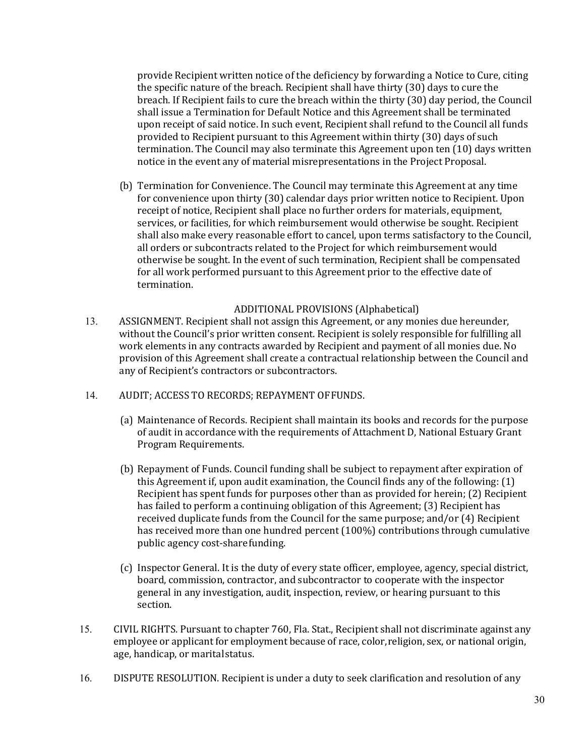provide Recipient written notice of the deficiency by forwarding a Notice to Cure, citing the specific nature of the breach. Recipient shall have thirty (30) days to cure the breach. If Recipient fails to cure the breach within the thirty (30) day period, the Council shall issue a Termination for Default Notice and this Agreement shall be terminated upon receipt of said notice. In such event, Recipient shall refund to the Council all funds provided to Recipient pursuant to this Agreement within thirty (30) days of such termination. The Council may also terminate this Agreement upon ten (10) days written notice in the event any of material misrepresentations in the Project Proposal.

(b) Termination for Convenience. The Council may terminate this Agreement at any time for convenience upon thirty (30) calendar days prior written notice to Recipient. Upon receipt of notice, Recipient shall place no further orders for materials, equipment, services, or facilities, for which reimbursement would otherwise be sought. Recipient shall also make every reasonable effort to cancel, upon terms satisfactory to the Council, all orders or subcontracts related to the Project for which reimbursement would otherwise be sought. In the event of such termination, Recipient shall be compensated for all work performed pursuant to this Agreement prior to the effective date of termination.

ADDITIONAL PROVISIONS (Alphabetical)

13. ASSIGNMENT. Recipient shall not assign this Agreement, or any monies due hereunder, without the Council's prior written consent. Recipient is solely responsible for fulfilling all work elements in any contracts awarded by Recipient and payment of all monies due. No provision of this Agreement shall create a contractual relationship between the Council and any of Recipient's contractors or subcontractors.

14. AUDIT; ACCESS TO RECORDS; REPAYMENT OF FUNDS.

(a) Maintenance of Records. Recipient shall maintain its books and records for the purpose of audit in accordance with the requirements of Attachment D, National Estuary Grant Program Requirements.

(b) Repayment of Funds. Council funding shall be subject to repayment after expiration of this Agreement if, upon audit examination, the Council finds any of the following: (1) Recipient has spent funds for purposes other than as provided for herein; (2) Recipient has failed to perform a continuing obligation of this Agreement; (3) Recipient has received duplicate funds from the Council for the same purpose; and/or (4) Recipient has received more than one hundred percent (100%) contributions through cumulative public agency cost-share funding.

(c) Inspector General. It is the duty of every state officer, employee, agency, special district, board, commission, contractor, and subcontractor to cooperate with the inspector general in any investigation, audit, inspection, review, or hearing pursuant to this section.

15. CIVIL RIGHTS. Pursuant to chapter 760, Fla. Stat., Recipient shall not discriminate against any employee or applicant for employment because of race, color, religion, sex, or national origin, age, handicap, or marital status.

16. DISPUTE RESOLUTION. Recipient is under a duty to seek clarification and resolution of any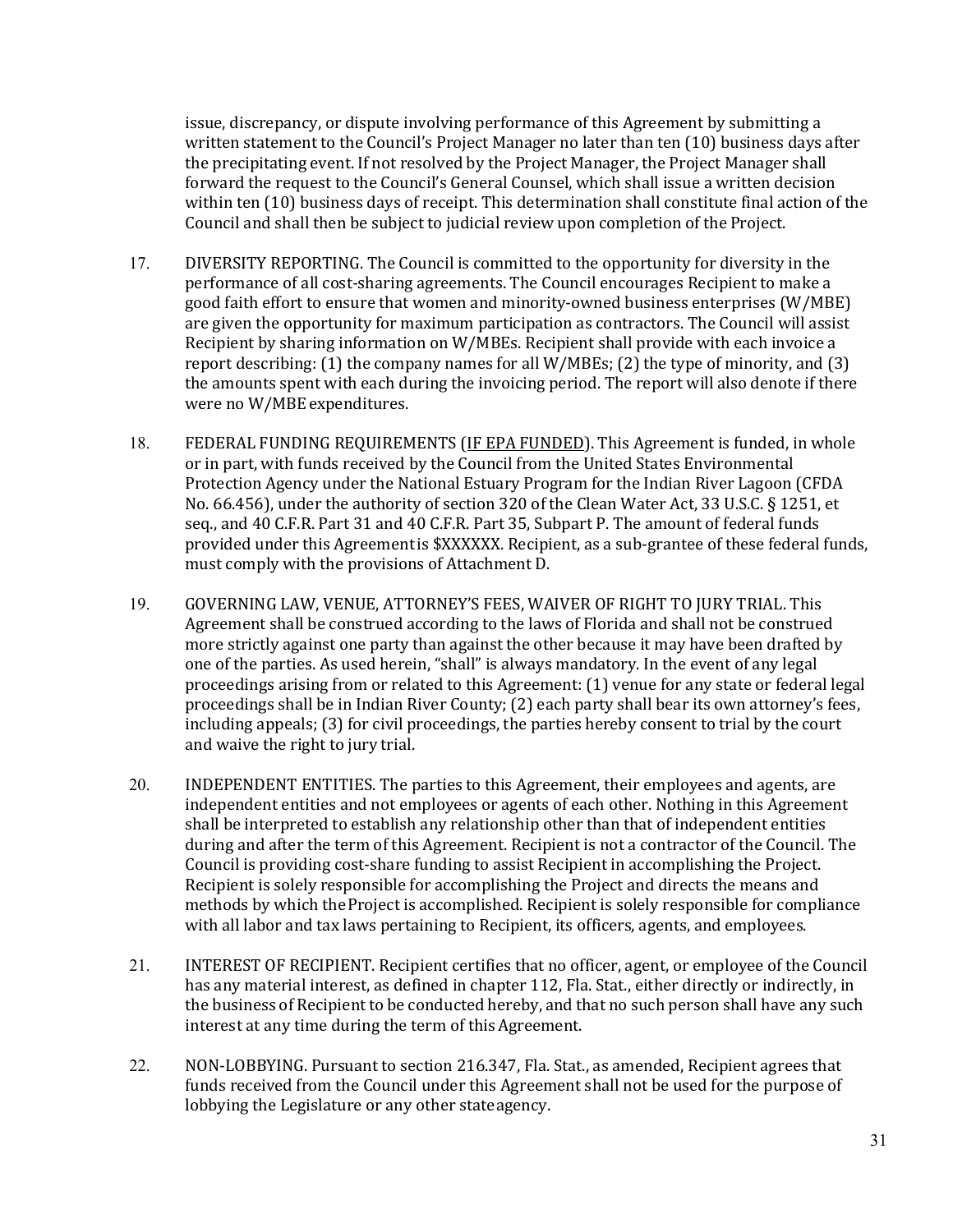issue, discrepancy, or dispute involving performance of this Agreement by submitting a written statement to the Council's Project Manager no later than ten (10) business days after the precipitating event. If not resolved by the Project Manager, the Project Manager shall forward the request to the Council's General Counsel, which shall issue a written decision within ten (10) business days of receipt. This determination shall constitute final action of the Council and shall then be subject to judicial review upon completion of the Project.

17. DIVERSITY REPORTING. The Council is committed to the opportunity for diversity in the performance of all cost-sharing agreements. The Council encourages Recipient to make a good faith effort to ensure that women and minority-owned business enterprises (W/MBE) are given the opportunity for maximum participation as contractors. The Council will assist Recipient by sharing information on W/MBEs. Recipient shall provide with each invoice a report describing: (1) the company names for all W/MBEs; (2) the type of minority, and (3) the amounts spent with each during the invoicing period. The report will also denote if there were no W/MBE expenditures.

18. FEDERAL FUNDING REQUIREMENTS (IF EPA FUNDED). This Agreement is funded, in whole or in part, with funds received by the Council from the United States Environmental Protection Agency under the National Estuary Program for the Indian River Lagoon (CFDA No. 66.456), under the authority of section 320 of the Clean Water Act, 33 U.S.C. § 1251, et seq., and 40 C.F.R. Part 31 and 40 C.F.R. Part 35, Subpart P. The amount of federal funds provided under this Agreement is $XXXXXX. Recipient, as a sub-grantee of these federal funds, must comply with the provisions of Attachment D.

19. GOVERNING LAW, VENUE, ATTORNEY'S FEES, WAIVER OF RIGHT TO JURY TRIAL. This Agreement shall be construed according to the laws of Florida and shall not be construed more strictly against one party than against the other because it may have been drafted by one of the parties. As used herein, "shall" is always mandatory. In the event of any legal proceedings arising from or related to this Agreement: (1) venue for any state or federal legal proceedings shall be in Indian River County; (2) each party shall bear its own attorney's fees, including appeals; (3) for civil proceedings, the parties hereby consent to trial by the court and waive the right to jury trial.

20. INDEPENDENT ENTITIES. The parties to this Agreement, their employees and agents, are independent entities and not employees or agents of each other. Nothing in this Agreement shall be interpreted to establish any relationship other than that of independent entities during and after the term of this Agreement. Recipient is not a contractor of the Council. The Council is providing cost-share funding to assist Recipient in accomplishing the Project. Recipient is solely responsible for accomplishing the Project and directs the means and methods by which the Project is accomplished. Recipient is solely responsible for compliance with all labor and tax laws pertaining to Recipient, its officers, agents, and employees.

21. INTEREST OF RECIPIENT. Recipient certifies that no officer, agent, or employee of the Council has any material interest, as defined in chapter 112, Fla. Stat., either directly or indirectly, in the business of Recipient to be conducted hereby, and that no such person shall have any such interest at any time during the term of this Agreement.

22. NON-LOBBYING. Pursuant to section 216.347, Fla. Stat., as amended, Recipient agrees that funds received from the Council under this Agreement shall not be used for the purpose of lobbying the Legislature or any other state agency.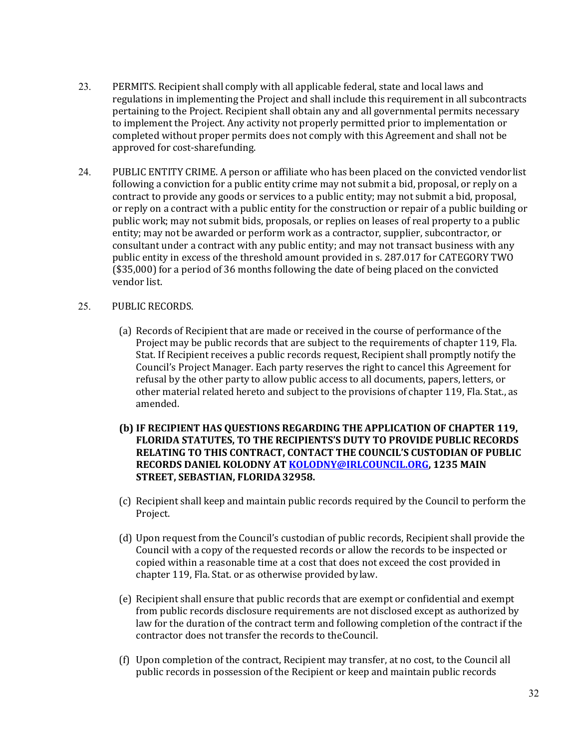23. PERMITS. Recipient shall comply with all applicable federal, state and local laws and regulations in implementing the Project and shall include this requirement in all subcontracts pertaining to the Project. Recipient shall obtain any and all governmental permits necessary to implement the Project. Any activity not properly permitted prior to implementation or completed without proper permits does not comply with this Agreement and shall not be approved for cost-sharefunding.

24. PUBLIC ENTITY CRIME. A person or affiliate who has been placed on the convicted vendor list following a conviction for a public entity crime may not submit a bid, proposal, or reply on a contract to provide any goods or services to a public entity; may not submit a bid, proposal, or reply on a contract with a public entity for the construction or repair of a public building or public work; may not submit bids, proposals, or replies on leases of real property to a public entity; may not be awarded or perform work as a contractor, supplier, subcontractor, or consultant under a contract with any public entity; and may not transact business with any public entity in excess of the threshold amount provided in s. 287.017 for CATEGORY TWO ($35,000) for a period of 36 months following the date of being placed on the convicted vendor list.

25. PUBLIC RECORDS.

(a) Records of Recipient that are made or received in the course of performance of the Project may be public records that are subject to the requirements of chapter 119, Fla. Stat. If Recipient receives a public records request, Recipient shall promptly notify the Council's Project Manager. Each party reserves the right to cancel this Agreement for refusal by the other party to allow public access to all documents, papers, letters, or other material related hereto and subject to the provisions of chapter 119, Fla. Stat., as amended.

**(b) IF RECIPIENT HAS QUESTIONS REGARDING THE APPLICATION OF CHAPTER 119, FLORIDA STATUTES, TO THE RECIPIENTS'S DUTY TO PROVIDE PUBLIC RECORDS RELATING TO THIS CONTRACT, CONTACT THE COUNCIL'S CUSTODIAN OF PUBLIC RECORDS DANIEL KOLODNY AT [KOLODNY@IRLCOUNCIL.ORG](mailto:KOLODNY@IRLCOUNCIL.ORG), 1235 MAIN STREET, SEBASTIAN, FLORIDA 32958.**

(c) Recipient shall keep and maintain public records required by the Council to perform the Project.

(d) Upon request from the Council's custodian of public records, Recipient shall provide the Council with a copy of the requested records or allow the records to be inspected or copied within a reasonable time at a cost that does not exceed the cost provided in chapter 119, Fla. Stat. or as otherwise provided by law.

(e) Recipient shall ensure that public records that are exempt or confidential and exempt from public records disclosure requirements are not disclosed except as authorized by law for the duration of the contract term and following completion of the contract if the contractor does not transfer the records to theCouncil.

(f) Upon completion of the contract, Recipient may transfer, at no cost, to the Council all public records in possession of the Recipient or keep and maintain public records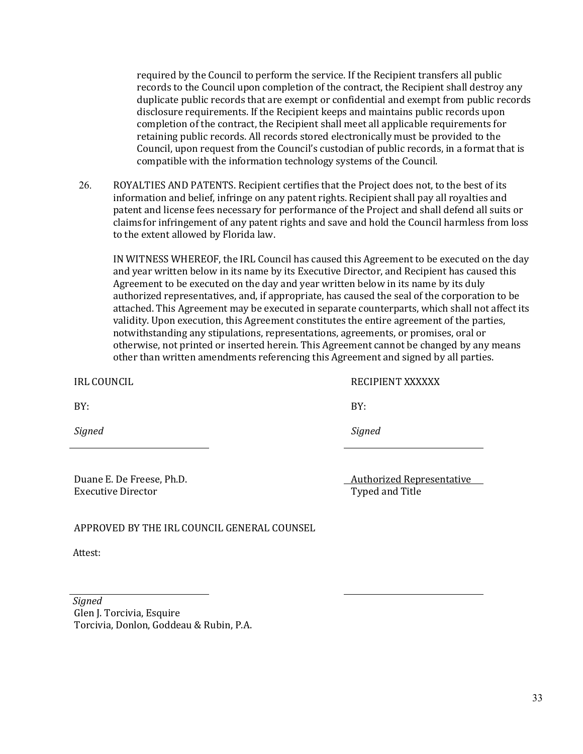required by the Council to perform the service. If the Recipient transfers all public records to the Council upon completion of the contract, the Recipient shall destroy any duplicate public records that are exempt or confidential and exempt from public records disclosure requirements. If the Recipient keeps and maintains public records upon completion of the contract, the Recipient shall meet all applicable requirements for retaining public records. All records stored electronically must be provided to the Council, upon request from the Council's custodian of public records, in a format that is compatible with the information technology systems of the Council.

26. ROYALTIES AND PATENTS. Recipient certifies that the Project does not, to the best of its information and belief, infringe on any patent rights. Recipient shall pay all royalties and patent and license fees necessary for performance of the Project and shall defend all suits or claims for infringement of any patent rights and save and hold the Council harmless from loss to the extent allowed by Florida law.

IN WITNESS WHEREOF, the IRL Council has caused this Agreement to be executed on the day and year written below in its name by its Executive Director, and Recipient has caused this Agreement to be executed on the day and year written below in its name by its duly authorized representatives, and, if appropriate, has caused the seal of the corporation to be attached. This Agreement may be executed in separate counterparts, which shall not affect its validity. Upon execution, this Agreement constitutes the entire agreement of the parties, notwithstanding any stipulations, representations, agreements, or promises, oral or otherwise, not printed or inserted herein. This Agreement cannot be changed by any means other than written amendments referencing this Agreement and signed by all parties.

IRL COUNCIL

BY:

*Signed*

\_\_\_\_\_\_\_\_\_\_\_\_\_\_\_\_\_\_\_\_\_\_\_\_\_\_\_\_\_\_

Duane E. De Freese, Ph.D.
Executive Director

RECIPIENT XXXXXX

BY:

*Signed*

\_\_\_\_\_\_\_\_\_\_\_\_\_\_\_\_\_\_\_\_\_\_\_\_\_\_\_\_\_\_

Authorized Representative
Typed and Title

APPROVED BY THE IRL COUNCIL GENERAL COUNSEL

Attest:

\_\_\_\_\_\_\_\_\_\_\_\_\_\_\_\_\_\_\_\_\_\_\_\_\_\_\_\_\_\_

*Signed*
Glen J. Torcivia, Esquire
Torcivia, Donlon, Goddeau & Rubin, P.A.

\_\_\_\_\_\_\_\_\_\_\_\_\_\_\_\_\_\_\_\_\_\_\_\_\_\_\_\_\_\_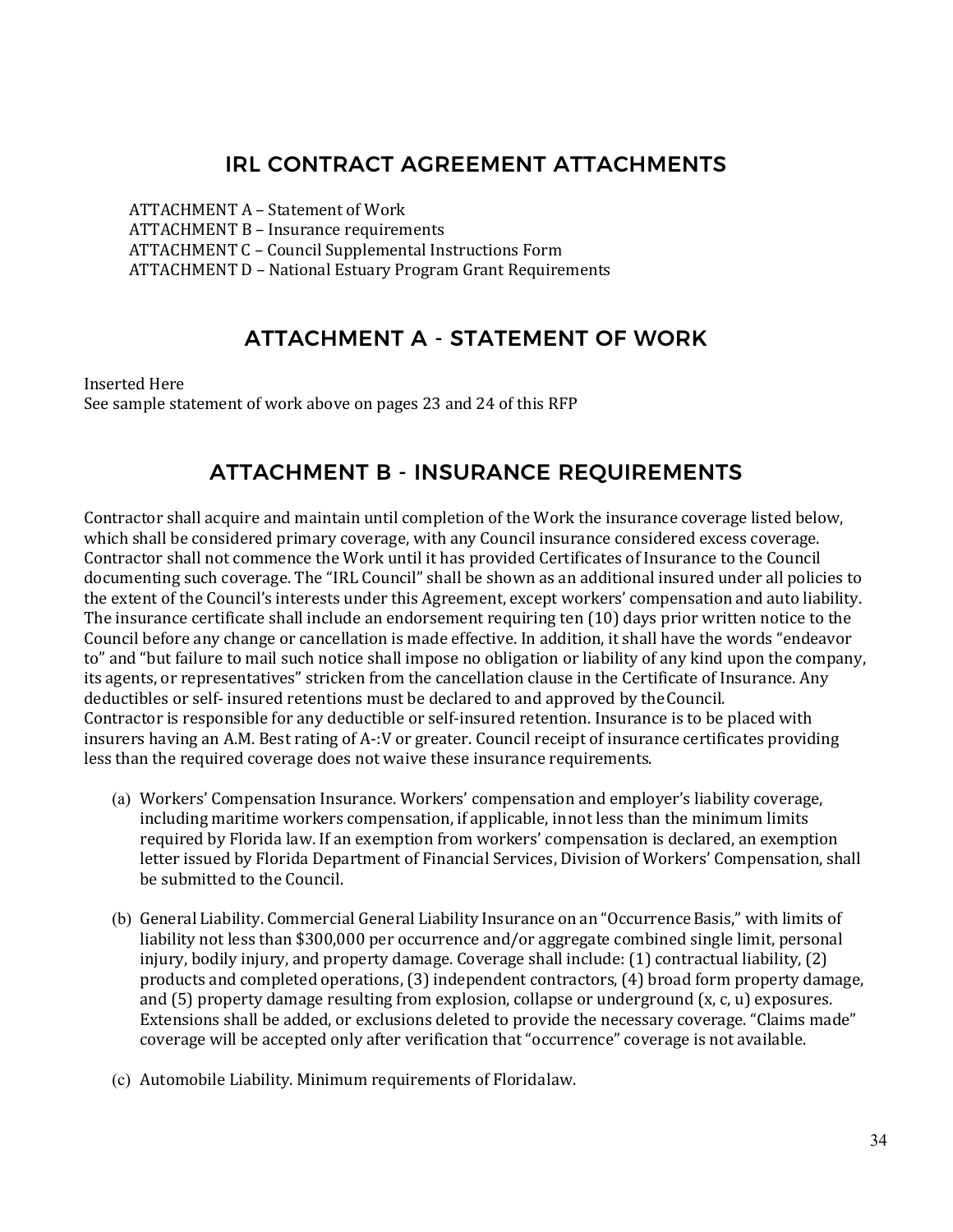## IRL CONTRACT AGREEMENT ATTACHMENTS

ATTACHMENT A – Statement of Work
ATTACHMENT B – Insurance requirements
ATTACHMENT C – Council Supplemental Instructions Form
ATTACHMENT D – National Estuary Program Grant Requirements

## ATTACHMENT A - STATEMENT OF WORK

Inserted Here
See sample statement of work above on pages 23 and 24 of this RFP

## ATTACHMENT B - INSURANCE REQUIREMENTS

Contractor shall acquire and maintain until completion of the Work the insurance coverage listed below, which shall be considered primary coverage, with any Council insurance considered excess coverage. Contractor shall not commence the Work until it has provided Certificates of Insurance to the Council documenting such coverage. The "IRL Council" shall be shown as an additional insured under all policies to the extent of the Council's interests under this Agreement, except workers' compensation and auto liability. The insurance certificate shall include an endorsement requiring ten (10) days prior written notice to the Council before any change or cancellation is made effective. In addition, it shall have the words "endeavor to" and "but failure to mail such notice shall impose no obligation or liability of any kind upon the company, its agents, or representatives" stricken from the cancellation clause in the Certificate of Insurance. Any deductibles or self- insured retentions must be declared to and approved by the Council. Contractor is responsible for any deductible or self-insured retention. Insurance is to be placed with insurers having an A.M. Best rating of A-:V or greater. Council receipt of insurance certificates providing less than the required coverage does not waive these insurance requirements.

(a) Workers' Compensation Insurance. Workers' compensation and employer's liability coverage, including maritime workers compensation, if applicable, in not less than the minimum limits required by Florida law. If an exemption from workers' compensation is declared, an exemption letter issued by Florida Department of Financial Services, Division of Workers' Compensation, shall be submitted to the Council.

(b) General Liability. Commercial General Liability Insurance on an "Occurrence Basis," with limits of liability not less than $300,000 per occurrence and/or aggregate combined single limit, personal injury, bodily injury, and property damage. Coverage shall include: (1) contractual liability, (2) products and completed operations, (3) independent contractors, (4) broad form property damage, and (5) property damage resulting from explosion, collapse or underground (x, c, u) exposures. Extensions shall be added, or exclusions deleted to provide the necessary coverage. "Claims made" coverage will be accepted only after verification that "occurrence" coverage is not available.

(c) Automobile Liability. Minimum requirements of Florida law.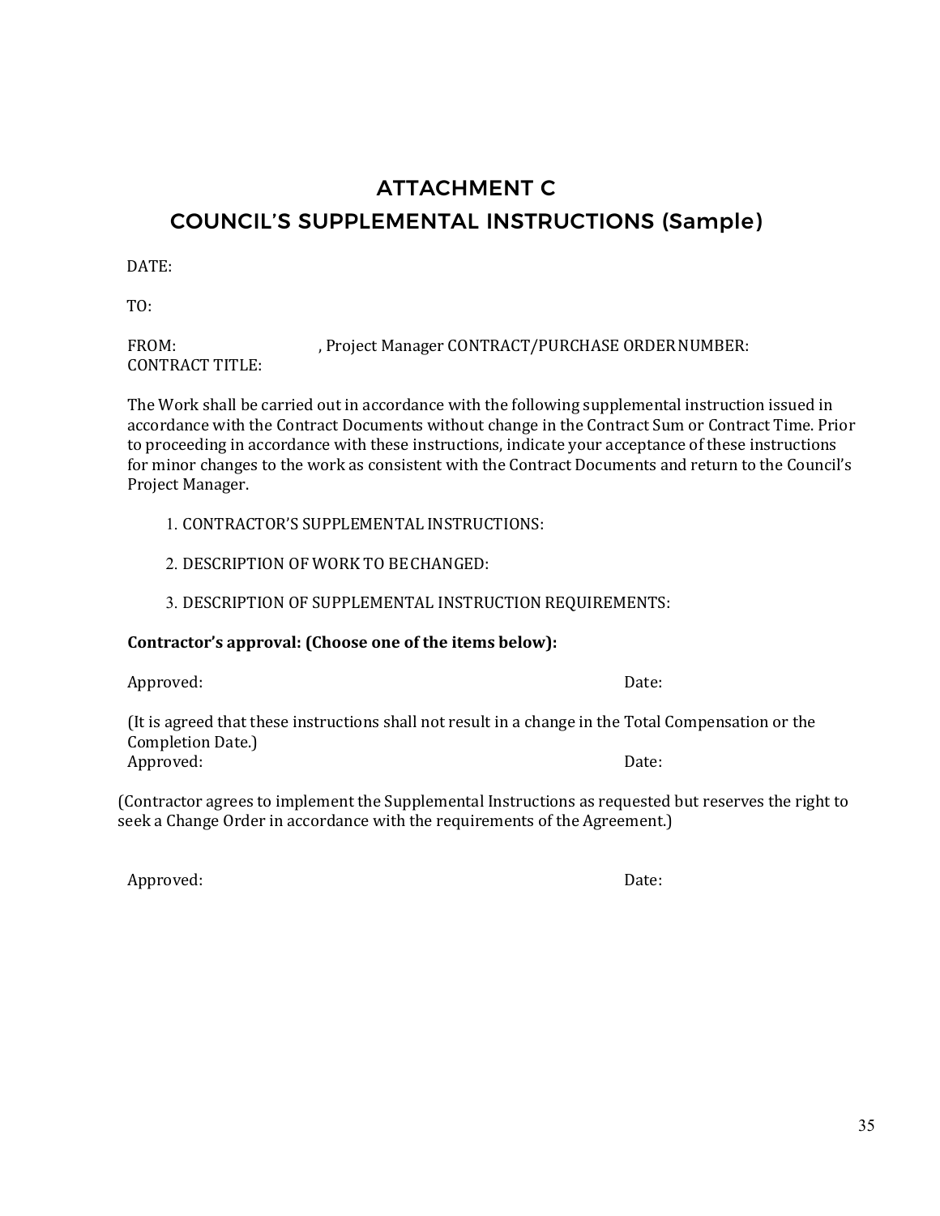# ATTACHMENT C
# COUNCIL'S SUPPLEMENTAL INSTRUCTIONS (Sample)

DATE:

TO:

FROM: , Project Manager CONTRACT/PURCHASE ORDER NUMBER:
CONTRACT TITLE:

The Work shall be carried out in accordance with the following supplemental instruction issued in accordance with the Contract Documents without change in the Contract Sum or Contract Time. Prior to proceeding in accordance with these instructions, indicate your acceptance of these instructions for minor changes to the work as consistent with the Contract Documents and return to the Council's Project Manager.

1. CONTRACTOR'S SUPPLEMENTAL INSTRUCTIONS:
2. DESCRIPTION OF WORK TO BE CHANGED:
3. DESCRIPTION OF SUPPLEMENTAL INSTRUCTION REQUIREMENTS:

**Contractor's approval: (Choose one of the items below):**

Approved: Date:

(It is agreed that these instructions shall not result in a change in the Total Compensation or the Completion Date.)

Approved: Date:

(Contractor agrees to implement the Supplemental Instructions as requested but reserves the right to seek a Change Order in accordance with the requirements of the Agreement.)

Approved: Date: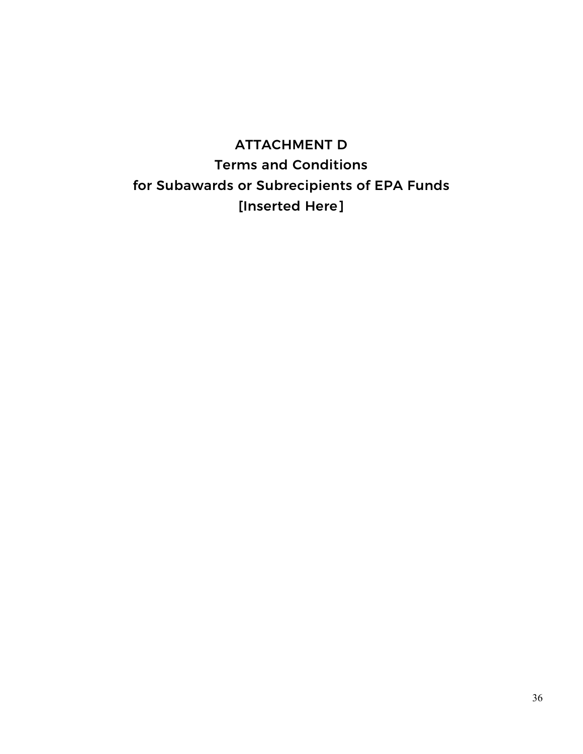# ATTACHMENT D

## Terms and Conditions for Subawards or Subrecipients of EPA Funds

[Inserted Here]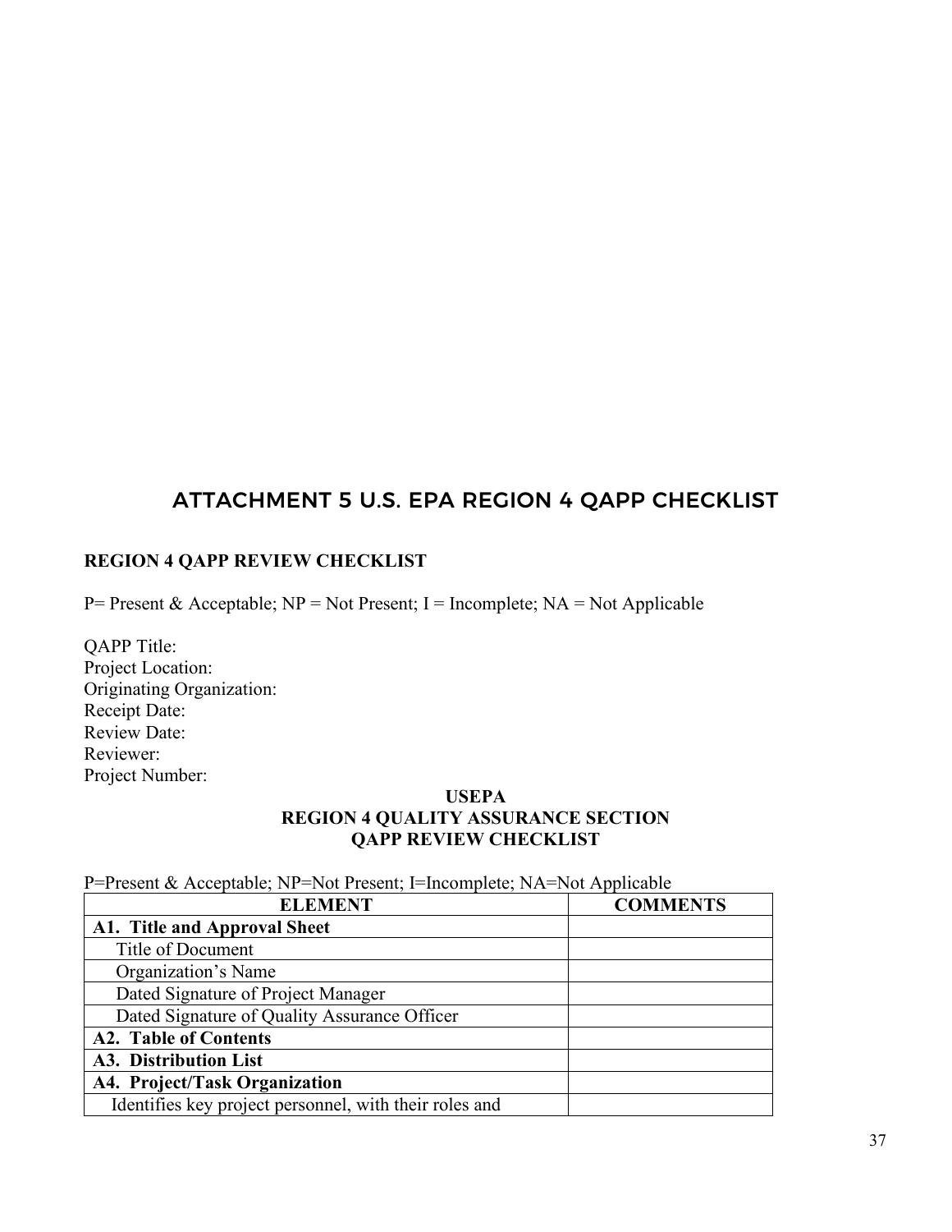# ATTACHMENT 5 U.S. EPA REGION 4 QAPP CHECKLIST

**REGION 4 QAPP REVIEW CHECKLIST**

P= Present & Acceptable; NP = Not Present; I = Incomplete; NA = Not Applicable

QAPP Title:
Project Location:
Originating Organization:
Receipt Date:
Review Date:
Reviewer:
Project Number:

**USEPA**
**REGION 4 QUALITY ASSURANCE SECTION**
**QAPP REVIEW CHECKLIST**

P=Present & Acceptable; NP=Not Present; I=Incomplete; NA=Not Applicable

| ELEMENT | COMMENTS |
|---|---|
| **A1. Title and Approval Sheet** | |
| Title of Document | |
| Organization's Name | |
| Dated Signature of Project Manager | |
| Dated Signature of Quality Assurance Officer | |
| **A2. Table of Contents** | |
| **A3. Distribution List** | |
| **A4. Project/Task Organization** | |
| Identifies key project personnel, with their roles and | |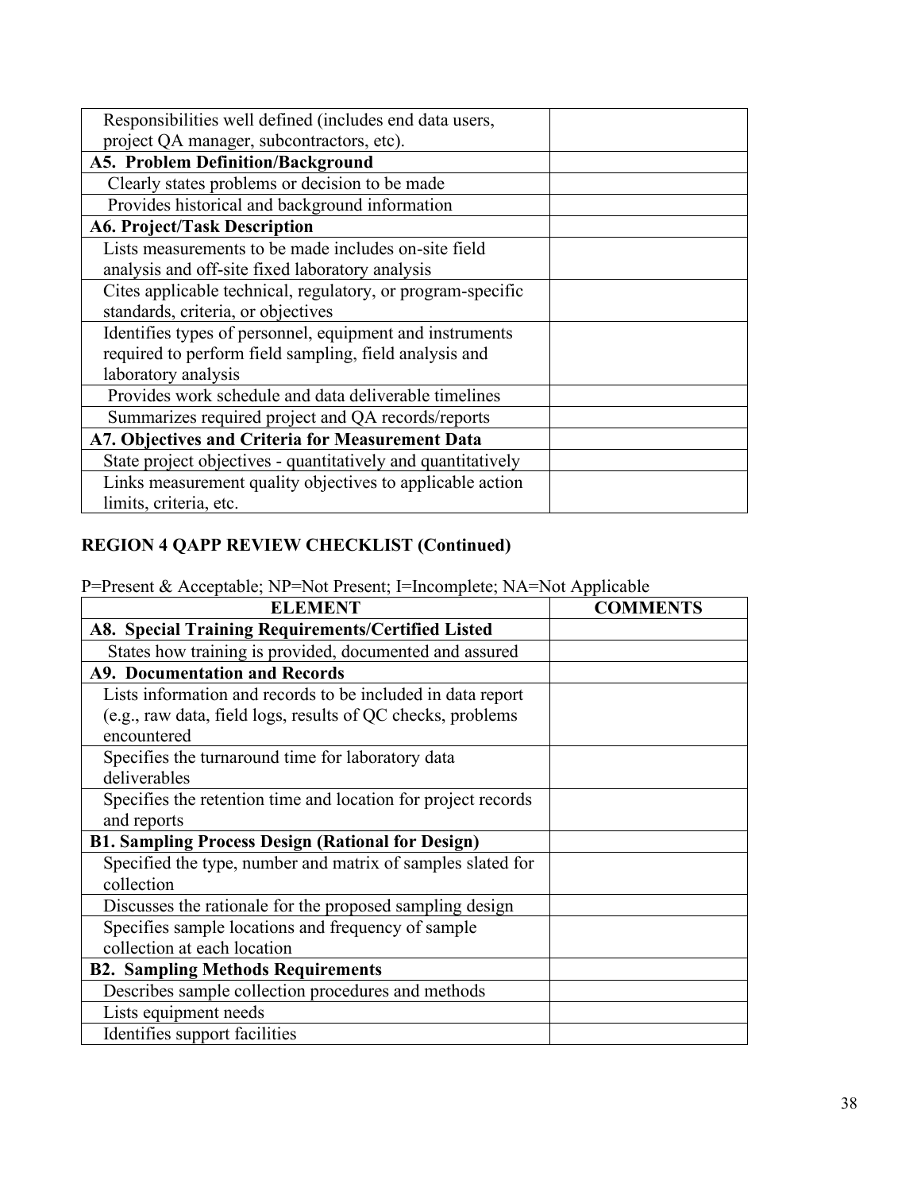| | |
|---|---|
| Responsibilities well defined (includes end data users, project QA manager, subcontractors, etc). | |
| **A5. Problem Definition/Background** | |
| Clearly states problems or decision to be made | |
| Provides historical and background information | |
| **A6. Project/Task Description** | |
| Lists measurements to be made includes on-site field analysis and off-site fixed laboratory analysis | |
| Cites applicable technical, regulatory, or program-specific standards, criteria, or objectives | |
| Identifies types of personnel, equipment and instruments required to perform field sampling, field analysis and laboratory analysis | |
| Provides work schedule and data deliverable timelines | |
| Summarizes required project and QA records/reports | |
| **A7. Objectives and Criteria for Measurement Data** | |
| State project objectives - quantitatively and quantitatively | |
| Links measurement quality objectives to applicable action limits, criteria, etc. | |

**REGION 4 QAPP REVIEW CHECKLIST (Continued)**

P=Present & Acceptable; NP=Not Present; I=Incomplete; NA=Not Applicable

| ELEMENT | COMMENTS |
|---|---|
| **A8. Special Training Requirements/Certified Listed** | |
| States how training is provided, documented and assured | |
| **A9. Documentation and Records** | |
| Lists information and records to be included in data report (e.g., raw data, field logs, results of QC checks, problems encountered | |
| Specifies the turnaround time for laboratory data deliverables | |
| Specifies the retention time and location for project records and reports | |
| **B1. Sampling Process Design (Rational for Design)** | |
| Specified the type, number and matrix of samples slated for collection | |
| Discusses the rationale for the proposed sampling design | |
| Specifies sample locations and frequency of sample collection at each location | |
| **B2. Sampling Methods Requirements** | |
| Describes sample collection procedures and methods | |
| Lists equipment needs | |
| Identifies support facilities | |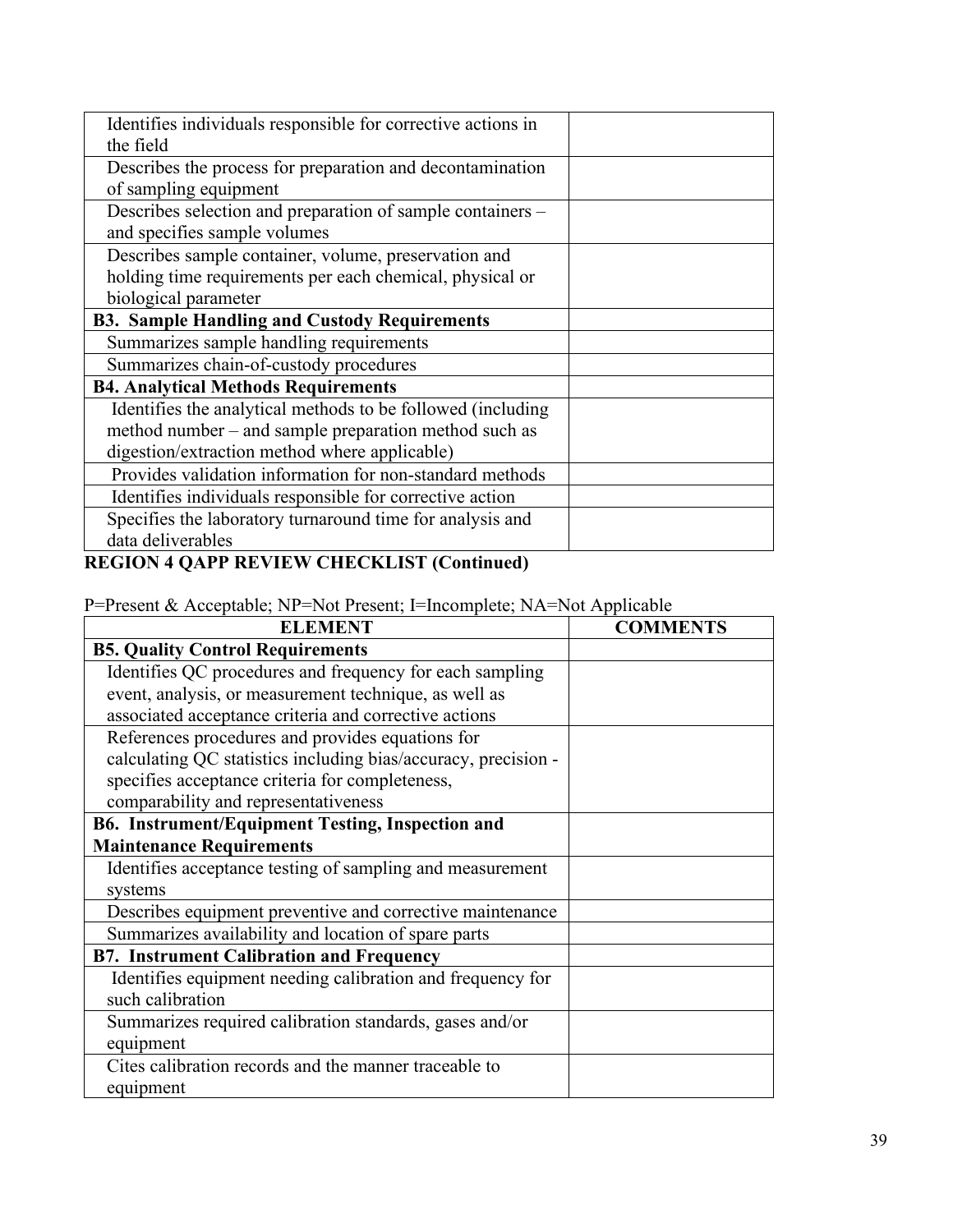| | |
|---|---|
| Identifies individuals responsible for corrective actions in the field | |
| Describes the process for preparation and decontamination of sampling equipment | |
| Describes selection and preparation of sample containers – and specifies sample volumes | |
| Describes sample container, volume, preservation and holding time requirements per each chemical, physical or biological parameter | |
| **B3. Sample Handling and Custody Requirements** | |
| Summarizes sample handling requirements | |
| Summarizes chain-of-custody procedures | |
| **B4. Analytical Methods Requirements** | |
| Identifies the analytical methods to be followed (including method number – and sample preparation method such as digestion/extraction method where applicable) | |
| Provides validation information for non-standard methods | |
| Identifies individuals responsible for corrective action | |
| Specifies the laboratory turnaround time for analysis and data deliverables | |

**REGION 4 QAPP REVIEW CHECKLIST (Continued)**

P=Present & Acceptable; NP=Not Present; I=Incomplete; NA=Not Applicable

| ELEMENT | COMMENTS |
|---|---|
| **B5. Quality Control Requirements** | |
| Identifies QC procedures and frequency for each sampling event, analysis, or measurement technique, as well as associated acceptance criteria and corrective actions | |
| References procedures and provides equations for calculating QC statistics including bias/accuracy, precision - specifies acceptance criteria for completeness, comparability and representativeness | |
| **B6. Instrument/Equipment Testing, Inspection and Maintenance Requirements** | |
| Identifies acceptance testing of sampling and measurement systems | |
| Describes equipment preventive and corrective maintenance | |
| Summarizes availability and location of spare parts | |
| **B7. Instrument Calibration and Frequency** | |
| Identifies equipment needing calibration and frequency for such calibration | |
| Summarizes required calibration standards, gases and/or equipment | |
| Cites calibration records and the manner traceable to equipment | |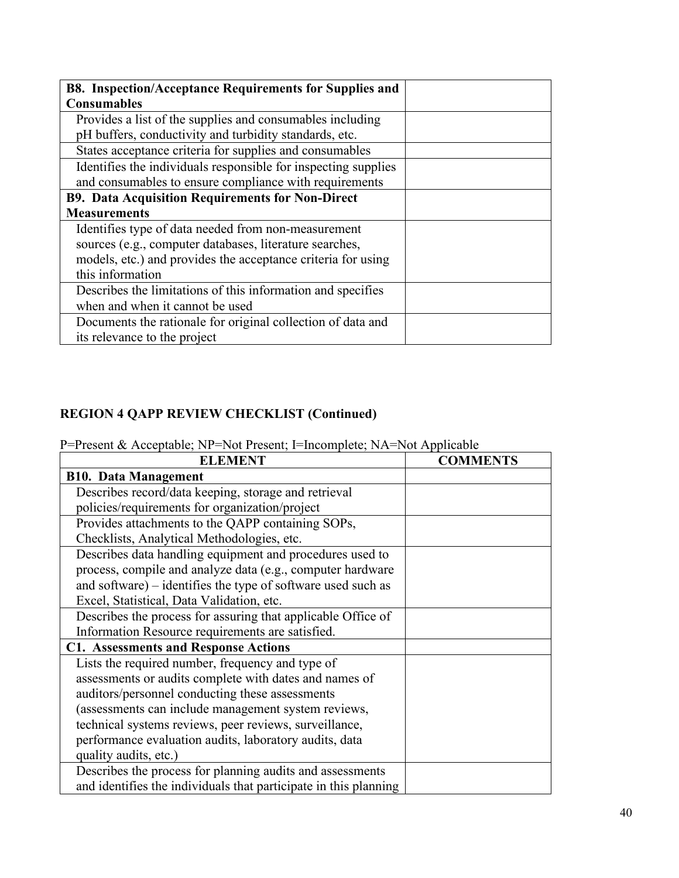| B8. Inspection/Acceptance Requirements for Supplies and Consumables | |
|---|---|
| Provides a list of the supplies and consumables including pH buffers, conductivity and turbidity standards, etc. | |
| States acceptance criteria for supplies and consumables | |
| Identifies the individuals responsible for inspecting supplies and consumables to ensure compliance with requirements | |
| **B9. Data Acquisition Requirements for Non-Direct Measurements** | |
| Identifies type of data needed from non-measurement sources (e.g., computer databases, literature searches, models, etc.) and provides the acceptance criteria for using this information | |
| Describes the limitations of this information and specifies when and when it cannot be used | |
| Documents the rationale for original collection of data and its relevance to the project | |

**REGION 4 QAPP REVIEW CHECKLIST (Continued)**

P=Present & Acceptable; NP=Not Present; I=Incomplete; NA=Not Applicable

| ELEMENT | COMMENTS |
|---|---|
| **B10. Data Management** | |
| Describes record/data keeping, storage and retrieval policies/requirements for organization/project | |
| Provides attachments to the QAPP containing SOPs, Checklists, Analytical Methodologies, etc. | |
| Describes data handling equipment and procedures used to process, compile and analyze data (e.g., computer hardware and software) – identifies the type of software used such as Excel, Statistical, Data Validation, etc. | |
| Describes the process for assuring that applicable Office of Information Resource requirements are satisfied. | |
| **C1. Assessments and Response Actions** | |
| Lists the required number, frequency and type of assessments or audits complete with dates and names of auditors/personnel conducting these assessments (assessments can include management system reviews, technical systems reviews, peer reviews, surveillance, performance evaluation audits, laboratory audits, data quality audits, etc.) | |
| Describes the process for planning audits and assessments and identifies the individuals that participate in this planning | |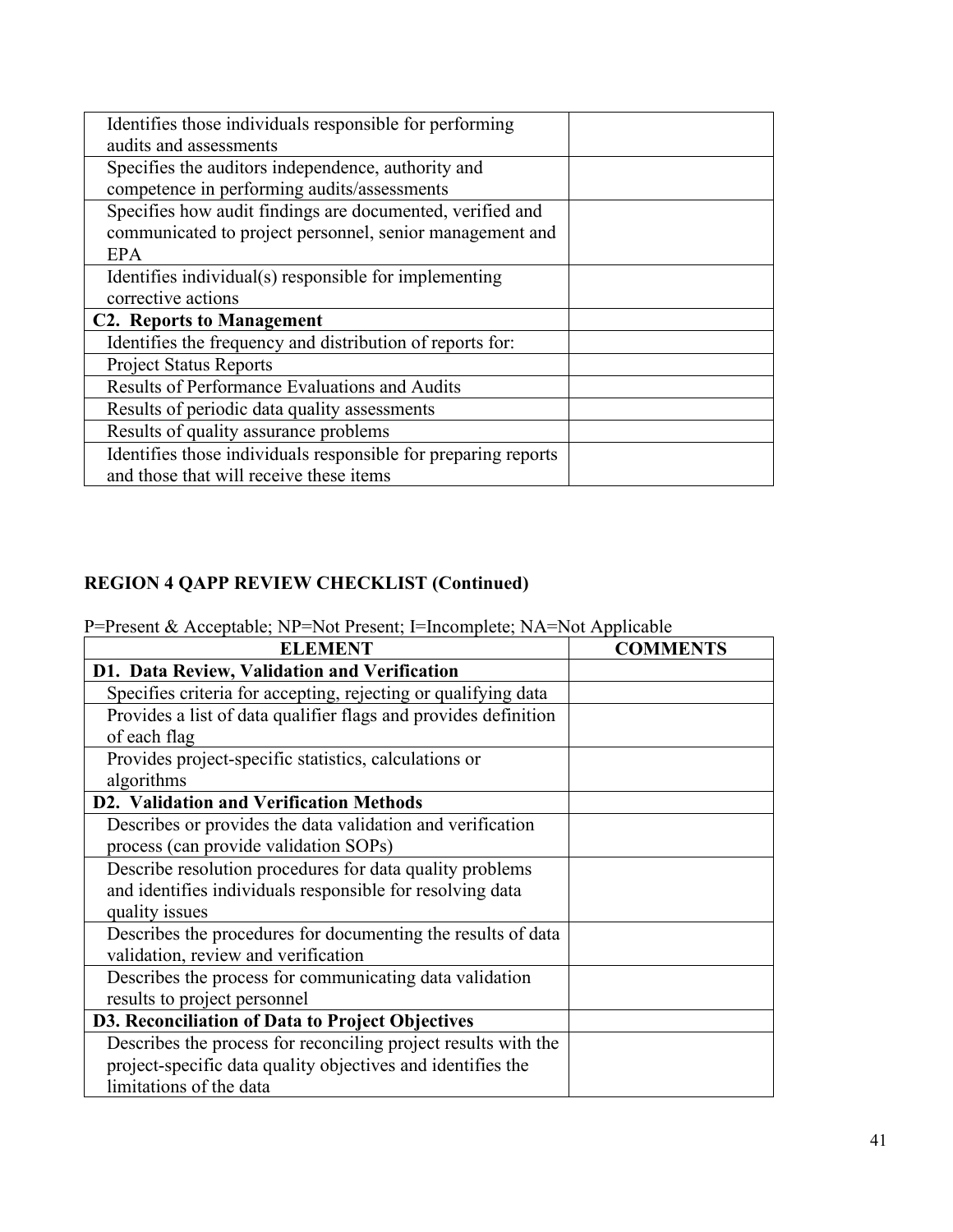| | |
|---|---|
| Identifies those individuals responsible for performing audits and assessments | |
| Specifies the auditors independence, authority and competence in performing audits/assessments | |
| Specifies how audit findings are documented, verified and communicated to project personnel, senior management and EPA | |
| Identifies individual(s) responsible for implementing corrective actions | |
| **C2. Reports to Management** | |
| Identifies the frequency and distribution of reports for: | |
| Project Status Reports | |
| Results of Performance Evaluations and Audits | |
| Results of periodic data quality assessments | |
| Results of quality assurance problems | |
| Identifies those individuals responsible for preparing reports and those that will receive these items | |

**REGION 4 QAPP REVIEW CHECKLIST (Continued)**

P=Present & Acceptable; NP=Not Present; I=Incomplete; NA=Not Applicable

| ELEMENT | COMMENTS |
|---|---|
| **D1. Data Review, Validation and Verification** | |
| Specifies criteria for accepting, rejecting or qualifying data | |
| Provides a list of data qualifier flags and provides definition of each flag | |
| Provides project-specific statistics, calculations or algorithms | |
| **D2. Validation and Verification Methods** | |
| Describes or provides the data validation and verification process (can provide validation SOPs) | |
| Describe resolution procedures for data quality problems and identifies individuals responsible for resolving data quality issues | |
| Describes the procedures for documenting the results of data validation, review and verification | |
| Describes the process for communicating data validation results to project personnel | |
| **D3. Reconciliation of Data to Project Objectives** | |
| Describes the process for reconciling project results with the project-specific data quality objectives and identifies the limitations of the data | |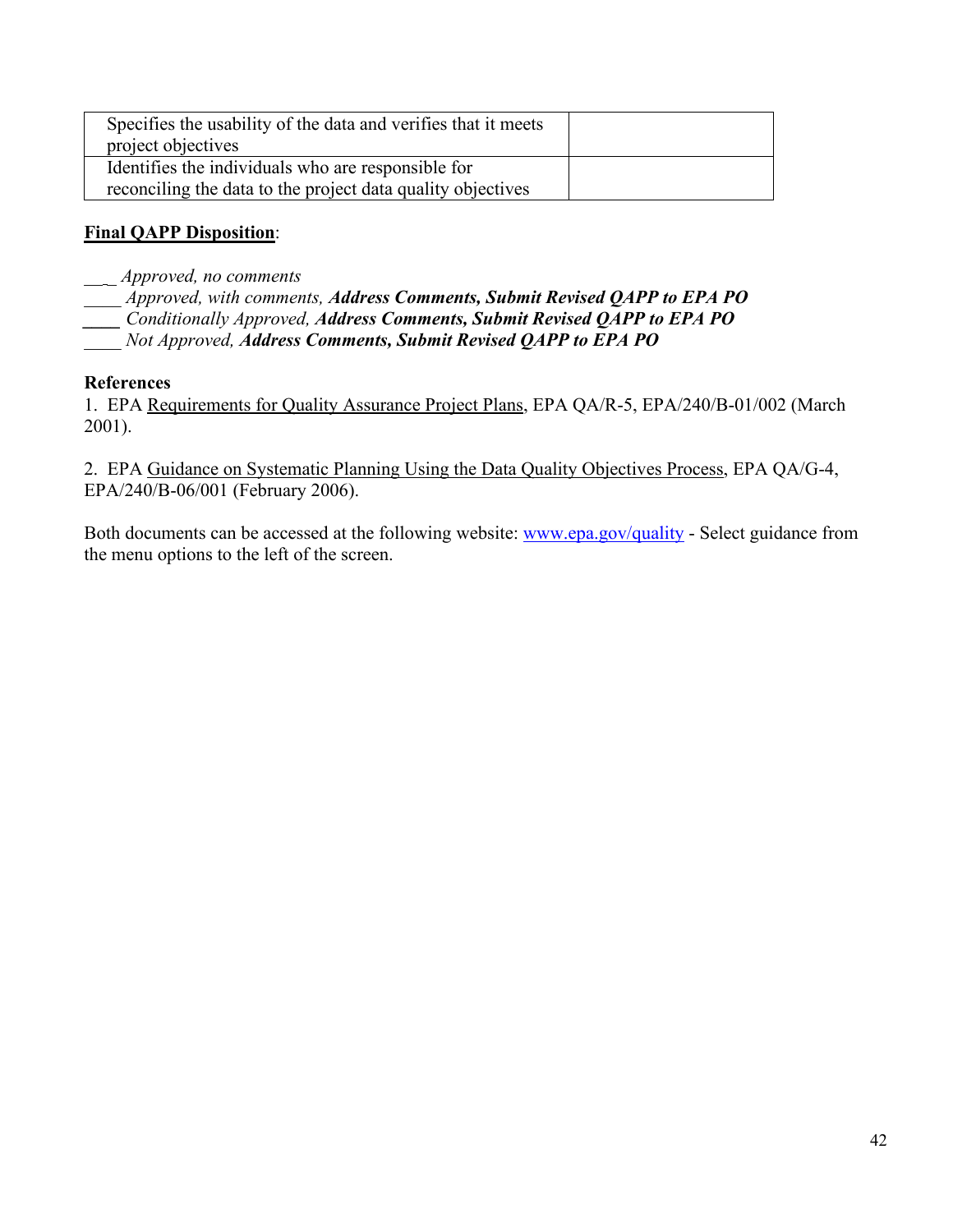| | |
|---|---|
| Specifies the usability of the data and verifies that it meets project objectives | |
| Identifies the individuals who are responsible for reconciling the data to the project data quality objectives | |

**Final QAPP Disposition**:

\_\_\_ *Approved, no comments*
\_\_\_\_ *Approved, with comments,* ***Address Comments, Submit Revised QAPP to EPA PO***
\_\_\_\_ *Conditionally Approved,* ***Address Comments, Submit Revised QAPP to EPA PO***
\_\_\_\_ *Not Approved,* ***Address Comments, Submit Revised QAPP to EPA PO***

**References**

1. EPA Requirements for Quality Assurance Project Plans, EPA QA/R-5, EPA/240/B-01/002 (March 2001).

2. EPA Guidance on Systematic Planning Using the Data Quality Objectives Process, EPA QA/G-4, EPA/240/B-06/001 (February 2006).

Both documents can be accessed at the following website: [www.epa.gov/quality](http://www.epa.gov/quality) - Select guidance from the menu options to the left of the screen.